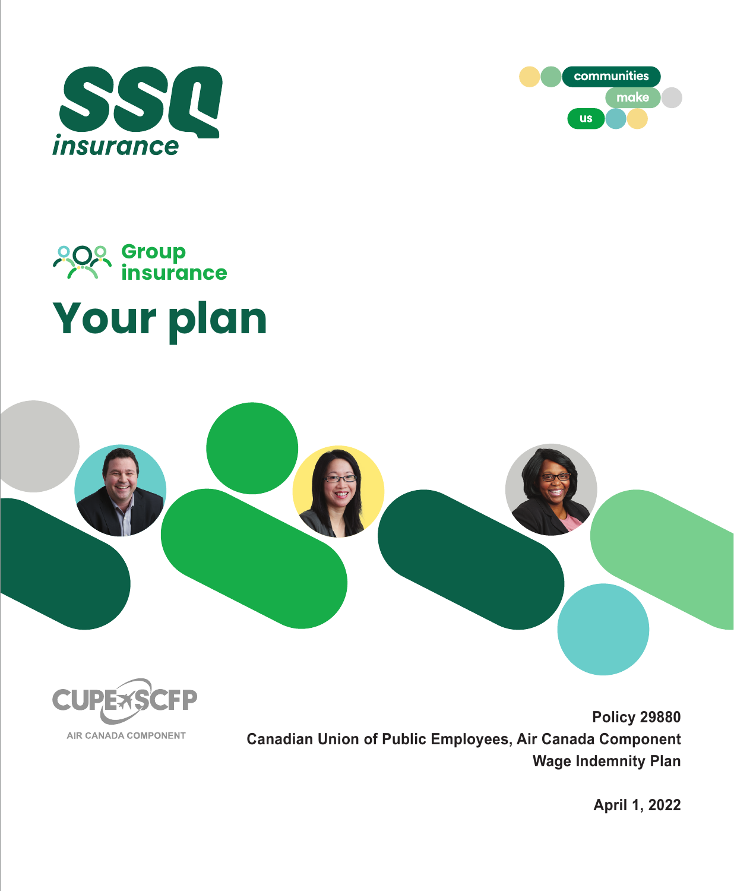SSQ insurance

communities make us

Group insurance

# Your plan

CUPE SCFP

AIR CANADA COMPONENT

**Policy 29880**
**Canadian Union of Public Employees, Air Canada Component**
**Wage Indemnity Plan**

**April 1, 2022**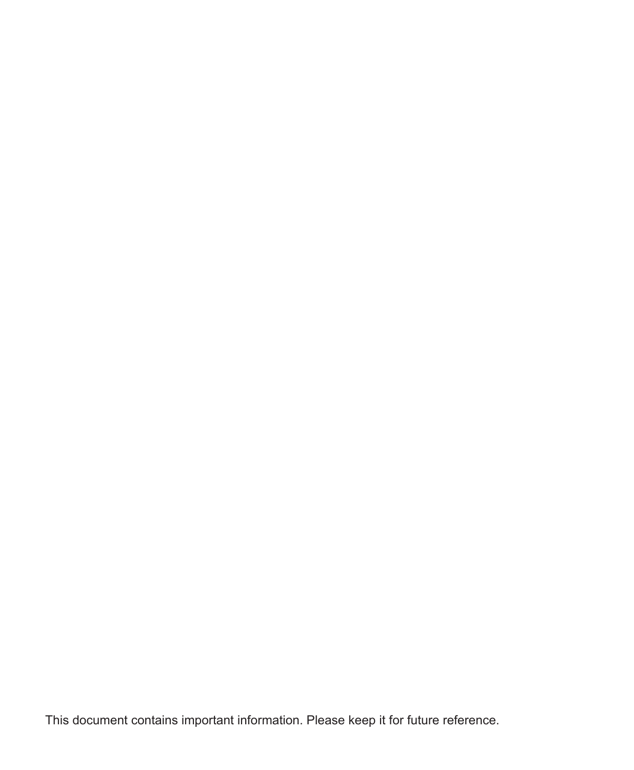This document contains important information. Please keep it for future reference.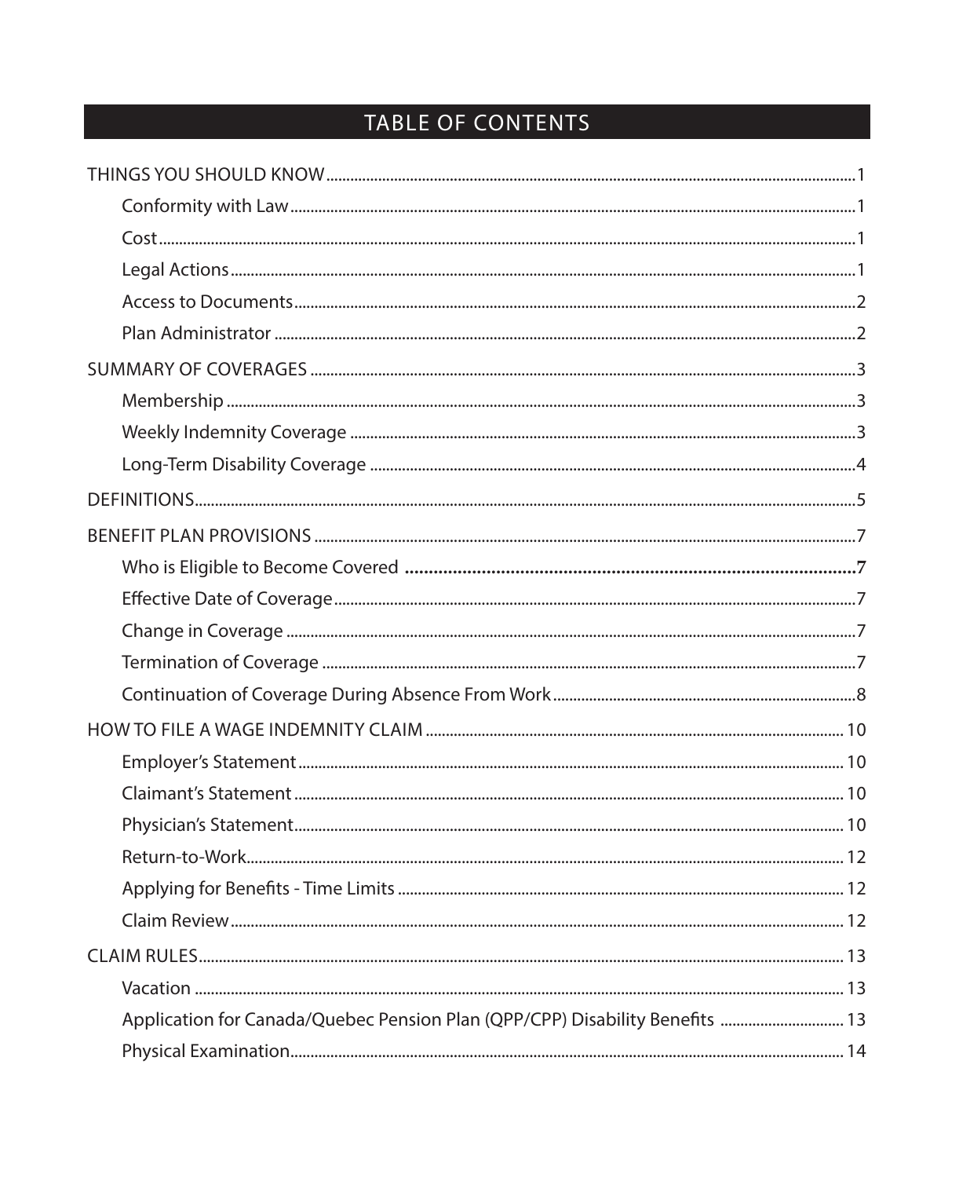# TABLE OF CONTENTS

THINGS YOU SHOULD KNOW ..... 1

- Conformity with Law ..... 1
- Cost ..... 1
- Legal Actions ..... 1
- Access to Documents ..... 2
- Plan Administrator ..... 2

SUMMARY OF COVERAGES ..... 3

- Membership ..... 3
- Weekly Indemnity Coverage ..... 3
- Long-Term Disability Coverage ..... 4

DEFINITIONS ..... 5

BENEFIT PLAN PROVISIONS ..... 7

- Who is Eligible to Become Covered ..... 7
- Effective Date of Coverage ..... 7
- Change in Coverage ..... 7
- Termination of Coverage ..... 7
- Continuation of Coverage During Absence From Work ..... 8

HOW TO FILE A WAGE INDEMNITY CLAIM ..... 10

- Employer's Statement ..... 10
- Claimant's Statement ..... 10
- Physician's Statement ..... 10
- Return-to-Work ..... 12
- Applying for Benefits - Time Limits ..... 12
- Claim Review ..... 12

CLAIM RULES ..... 13

- Vacation ..... 13
- Application for Canada/Quebec Pension Plan (QPP/CPP) Disability Benefits ..... 13
- Physical Examination ..... 14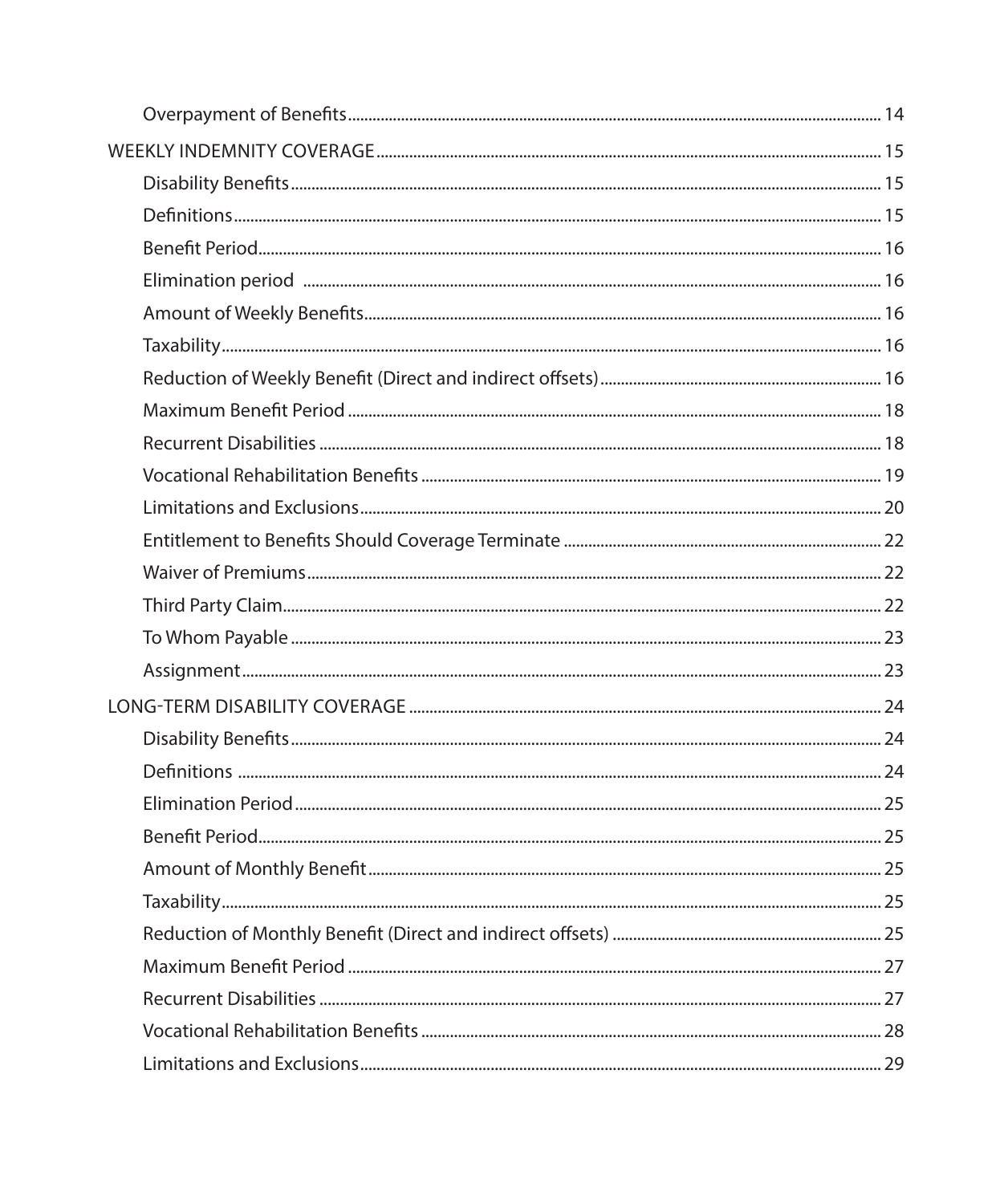Overpayment of Benefits ..... 14

WEEKLY INDEMNITY COVERAGE ..... 15

Disability Benefits ..... 15

Definitions ..... 15

Benefit Period ..... 16

Elimination period ..... 16

Amount of Weekly Benefits ..... 16

Taxability ..... 16

Reduction of Weekly Benefit (Direct and indirect offsets) ..... 16

Maximum Benefit Period ..... 18

Recurrent Disabilities ..... 18

Vocational Rehabilitation Benefits ..... 19

Limitations and Exclusions ..... 20

Entitlement to Benefits Should Coverage Terminate ..... 22

Waiver of Premiums ..... 22

Third Party Claim ..... 22

To Whom Payable ..... 23

Assignment ..... 23

LONG-TERM DISABILITY COVERAGE ..... 24

Disability Benefits ..... 24

Definitions ..... 24

Elimination Period ..... 25

Benefit Period ..... 25

Amount of Monthly Benefit ..... 25

Taxability ..... 25

Reduction of Monthly Benefit (Direct and indirect offsets) ..... 25

Maximum Benefit Period ..... 27

Recurrent Disabilities ..... 27

Vocational Rehabilitation Benefits ..... 28

Limitations and Exclusions ..... 29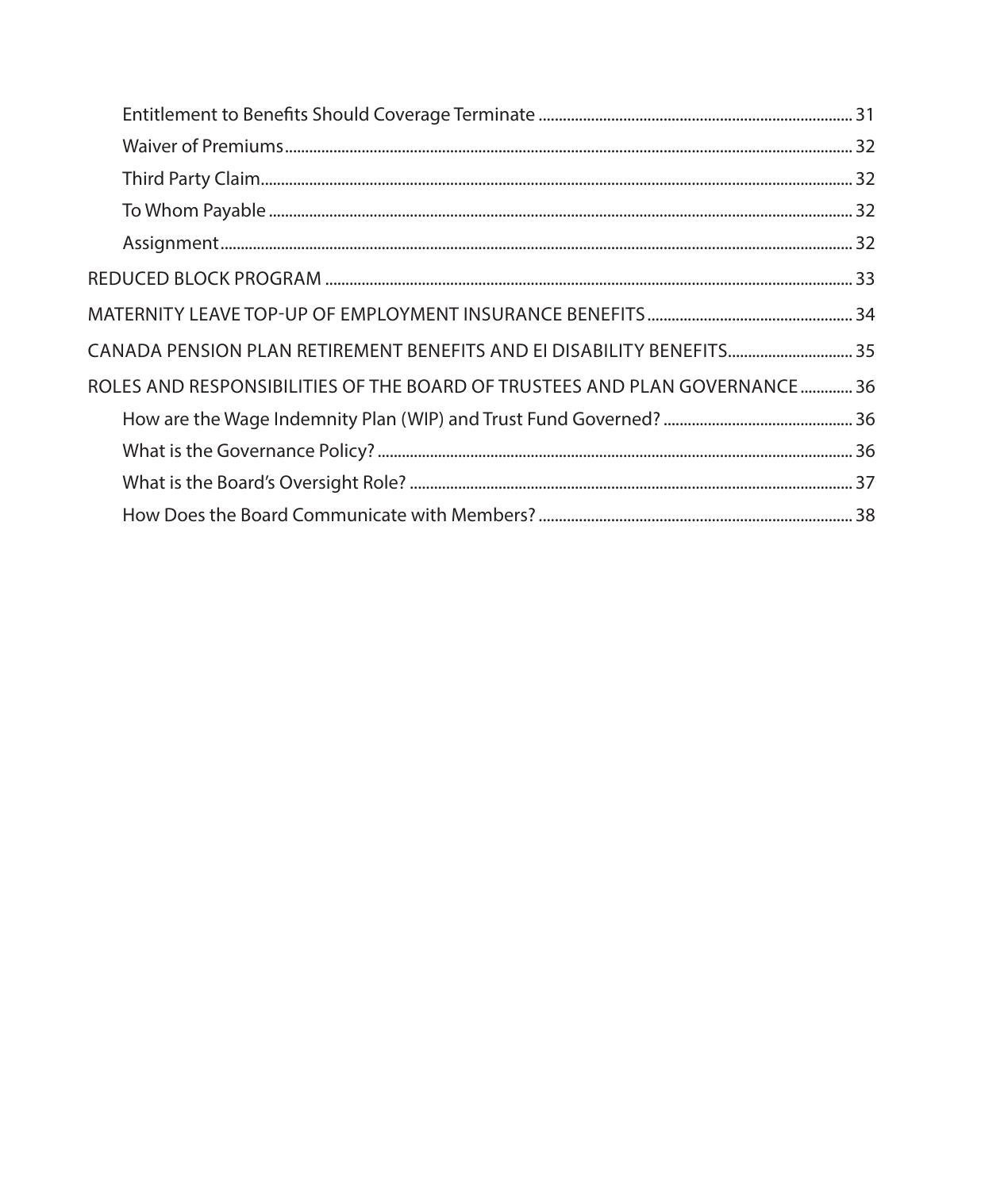- Entitlement to Benefits Should Coverage Terminate .......... 31
- Waiver of Premiums .......... 32
- Third Party Claim .......... 32
- To Whom Payable .......... 32
- Assignment .......... 32

REDUCED BLOCK PROGRAM .......... 33

MATERNITY LEAVE TOP-UP OF EMPLOYMENT INSURANCE BENEFITS .......... 34

CANADA PENSION PLAN RETIREMENT BENEFITS AND EI DISABILITY BENEFITS .......... 35

ROLES AND RESPONSIBILITIES OF THE BOARD OF TRUSTEES AND PLAN GOVERNANCE .......... 36

- How are the Wage Indemnity Plan (WIP) and Trust Fund Governed? .......... 36
- What is the Governance Policy? .......... 36
- What is the Board's Oversight Role? .......... 37
- How Does the Board Communicate with Members? .......... 38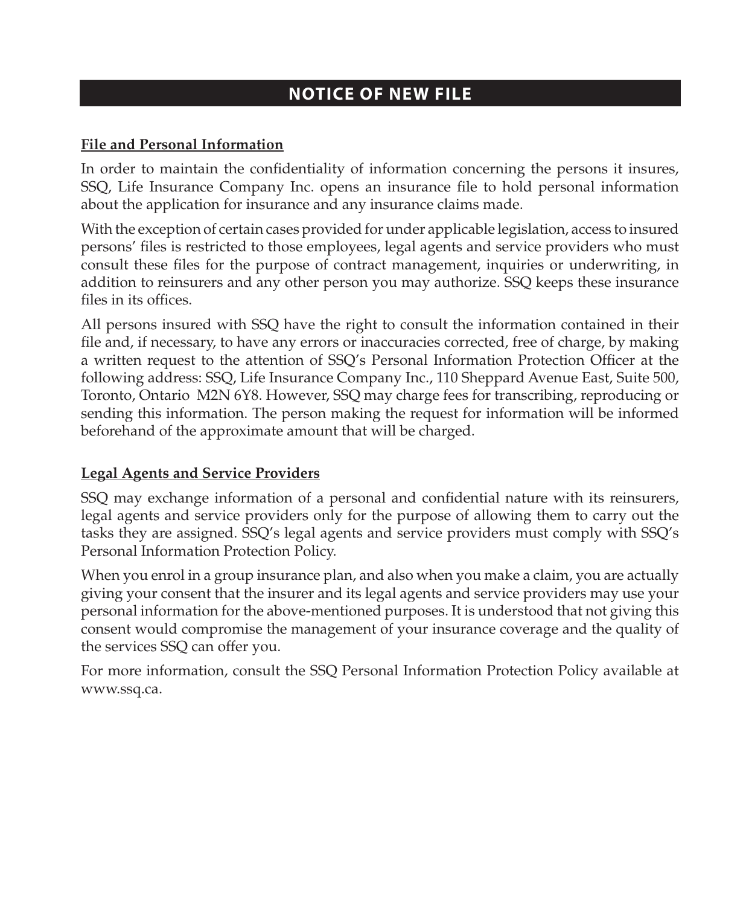# NOTICE OF NEW FILE

**File and Personal Information**

In order to maintain the confidentiality of information concerning the persons it insures, SSQ, Life Insurance Company Inc. opens an insurance file to hold personal information about the application for insurance and any insurance claims made.

With the exception of certain cases provided for under applicable legislation, access to insured persons' files is restricted to those employees, legal agents and service providers who must consult these files for the purpose of contract management, inquiries or underwriting, in addition to reinsurers and any other person you may authorize. SSQ keeps these insurance files in its offices.

All persons insured with SSQ have the right to consult the information contained in their file and, if necessary, to have any errors or inaccuracies corrected, free of charge, by making a written request to the attention of SSQ's Personal Information Protection Officer at the following address: SSQ, Life Insurance Company Inc., 110 Sheppard Avenue East, Suite 500, Toronto, Ontario M2N 6Y8. However, SSQ may charge fees for transcribing, reproducing or sending this information. The person making the request for information will be informed beforehand of the approximate amount that will be charged.

**Legal Agents and Service Providers**

SSQ may exchange information of a personal and confidential nature with its reinsurers, legal agents and service providers only for the purpose of allowing them to carry out the tasks they are assigned. SSQ's legal agents and service providers must comply with SSQ's Personal Information Protection Policy.

When you enrol in a group insurance plan, and also when you make a claim, you are actually giving your consent that the insurer and its legal agents and service providers may use your personal information for the above-mentioned purposes. It is understood that not giving this consent would compromise the management of your insurance coverage and the quality of the services SSQ can offer you.

For more information, consult the SSQ Personal Information Protection Policy available at www.ssq.ca.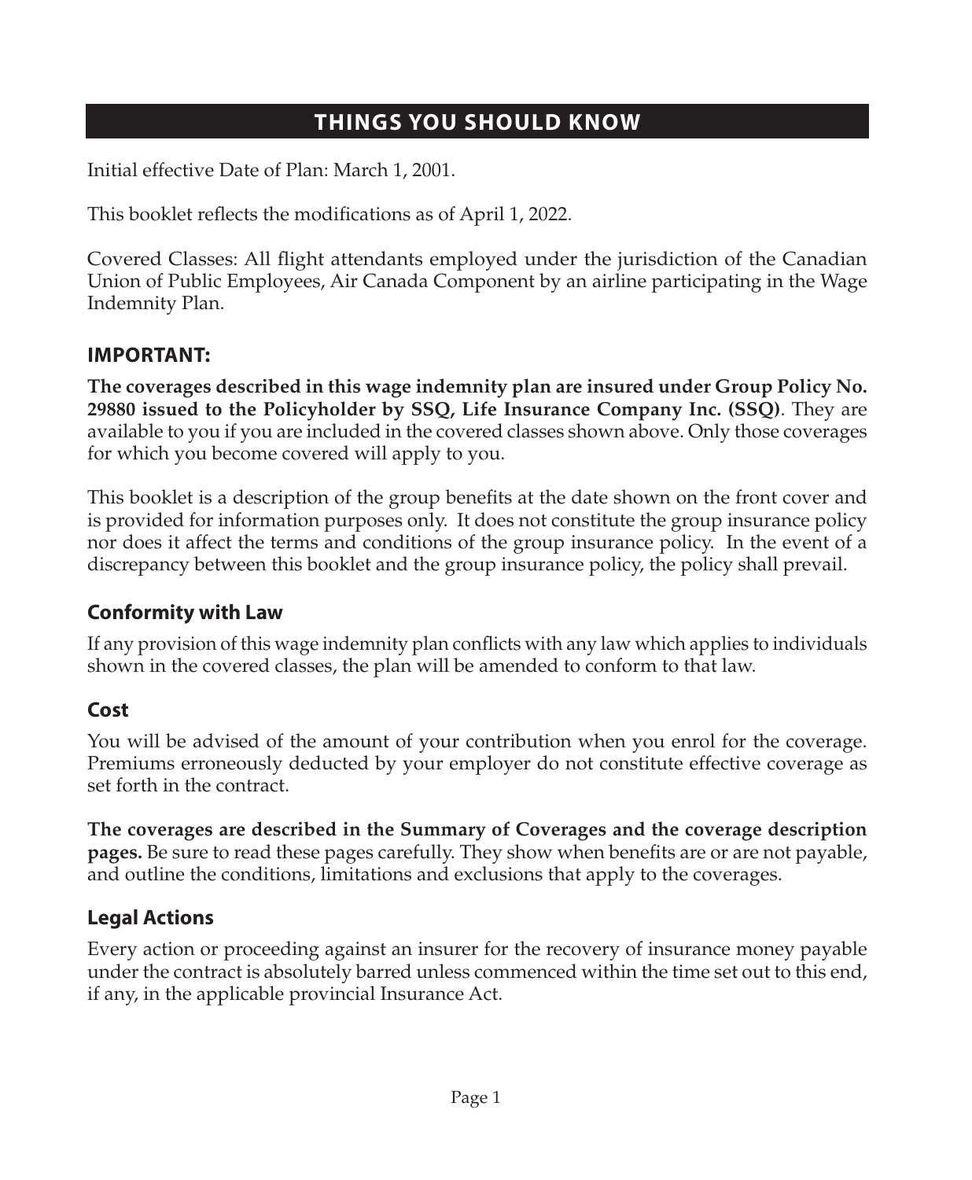# THINGS YOU SHOULD KNOW

Initial effective Date of Plan: March 1, 2001.

This booklet reflects the modifications as of April 1, 2022.

Covered Classes: All flight attendants employed under the jurisdiction of the Canadian Union of Public Employees, Air Canada Component by an airline participating in the Wage Indemnity Plan.

## IMPORTANT:

**The coverages described in this wage indemnity plan are insured under Group Policy No. 29880 issued to the Policyholder by SSQ, Life Insurance Company Inc. (SSQ)**. They are available to you if you are included in the covered classes shown above. Only those coverages for which you become covered will apply to you.

This booklet is a description of the group benefits at the date shown on the front cover and is provided for information purposes only. It does not constitute the group insurance policy nor does it affect the terms and conditions of the group insurance policy. In the event of a discrepancy between this booklet and the group insurance policy, the policy shall prevail.

## Conformity with Law

If any provision of this wage indemnity plan conflicts with any law which applies to individuals shown in the covered classes, the plan will be amended to conform to that law.

## Cost

You will be advised of the amount of your contribution when you enrol for the coverage. Premiums erroneously deducted by your employer do not constitute effective coverage as set forth in the contract.

**The coverages are described in the Summary of Coverages and the coverage description pages.** Be sure to read these pages carefully. They show when benefits are or are not payable, and outline the conditions, limitations and exclusions that apply to the coverages.

## Legal Actions

Every action or proceeding against an insurer for the recovery of insurance money payable under the contract is absolutely barred unless commenced within the time set out to this end, if any, in the applicable provincial Insurance Act.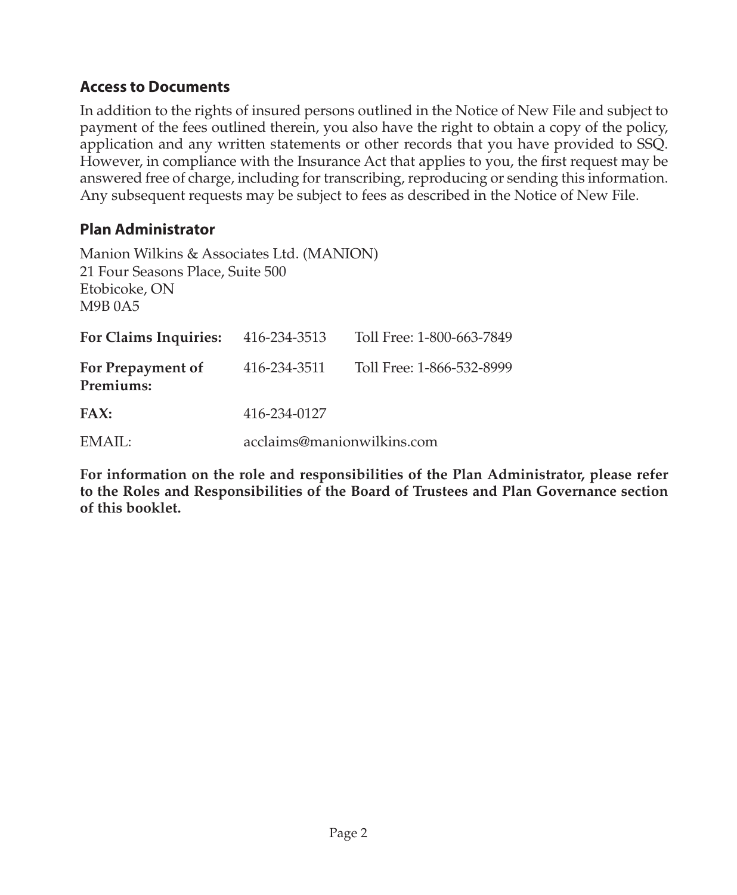## Access to Documents

In addition to the rights of insured persons outlined in the Notice of New File and subject to payment of the fees outlined therein, you also have the right to obtain a copy of the policy, application and any written statements or other records that you have provided to SSQ. However, in compliance with the Insurance Act that applies to you, the first request may be answered free of charge, including for transcribing, reproducing or sending this information. Any subsequent requests may be subject to fees as described in the Notice of New File.

## Plan Administrator

Manion Wilkins & Associates Ltd. (MANION)
21 Four Seasons Place, Suite 500
Etobicoke, ON
M9B 0A5

| | | |
|---|---|---|
| **For Claims Inquiries:** | 416-234-3513 | Toll Free: 1-800-663-7849 |
| **For Prepayment of Premiums:** | 416-234-3511 | Toll Free: 1-866-532-8999 |
| **FAX:** | 416-234-0127 | |
| EMAIL: | acclaims@manionwilkins.com | |

**For information on the role and responsibilities of the Plan Administrator, please refer to the Roles and Responsibilities of the Board of Trustees and Plan Governance section of this booklet.**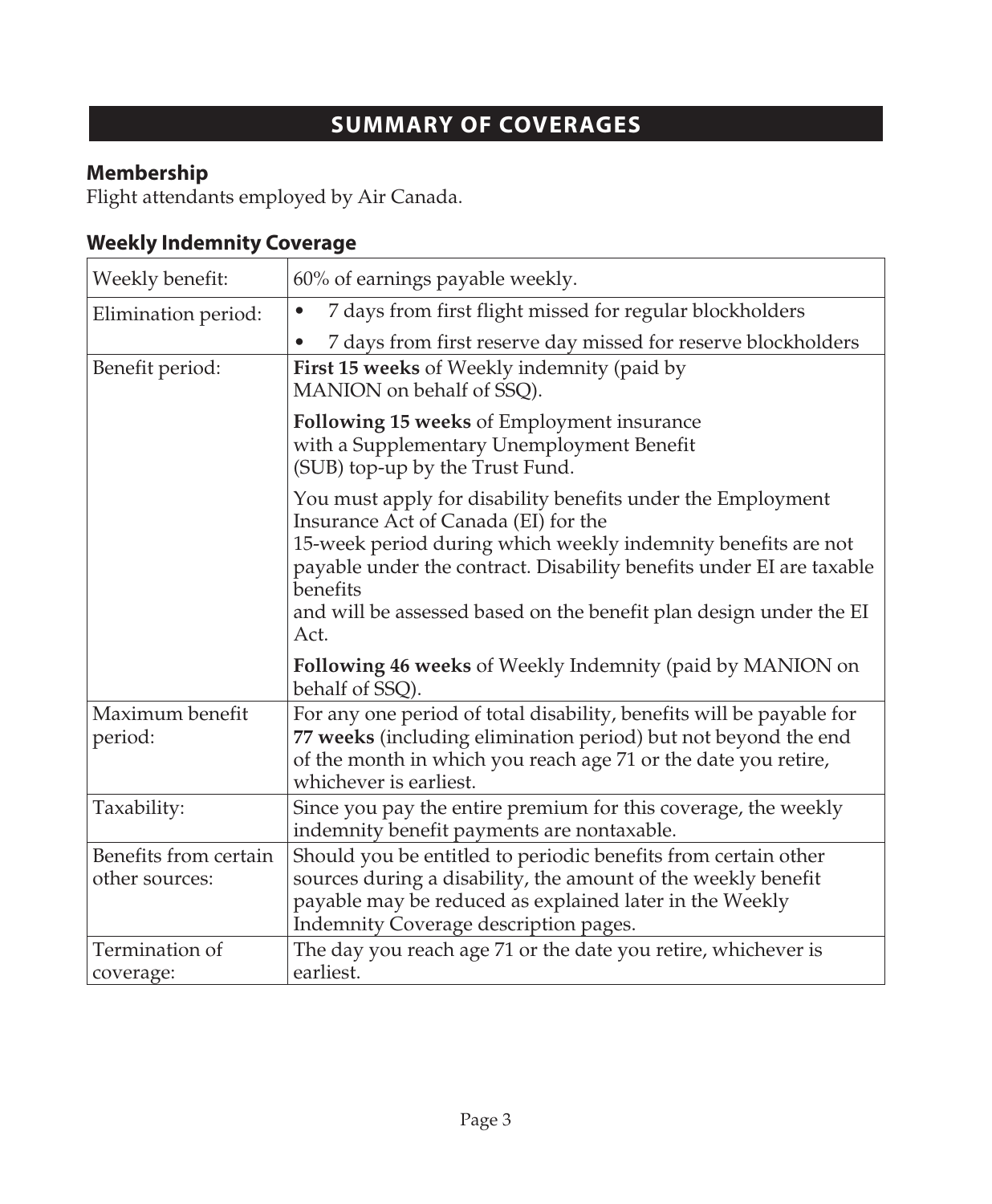# SUMMARY OF COVERAGES

## Membership

Flight attendants employed by Air Canada.

## Weekly Indemnity Coverage

| | |
|---|---|
| Weekly benefit: | 60% of earnings payable weekly. |
| Elimination period: | • 7 days from first flight missed for regular blockholders<br>• 7 days from first reserve day missed for reserve blockholders |
| Benefit period: | **First 15 weeks** of Weekly indemnity (paid by MANION on behalf of SSQ).<br><br>**Following 15 weeks** of Employment insurance with a Supplementary Unemployment Benefit (SUB) top-up by the Trust Fund.<br><br>You must apply for disability benefits under the Employment Insurance Act of Canada (EI) for the 15-week period during which weekly indemnity benefits are not payable under the contract. Disability benefits under EI are taxable benefits and will be assessed based on the benefit plan design under the EI Act.<br><br>**Following 46 weeks** of Weekly Indemnity (paid by MANION on behalf of SSQ). |
| Maximum benefit period: | For any one period of total disability, benefits will be payable for **77 weeks** (including elimination period) but not beyond the end of the month in which you reach age 71 or the date you retire, whichever is earliest. |
| Taxability: | Since you pay the entire premium for this coverage, the weekly indemnity benefit payments are nontaxable. |
| Benefits from certain other sources: | Should you be entitled to periodic benefits from certain other sources during a disability, the amount of the weekly benefit payable may be reduced as explained later in the Weekly Indemnity Coverage description pages. |
| Termination of coverage: | The day you reach age 71 or the date you retire, whichever is earliest. |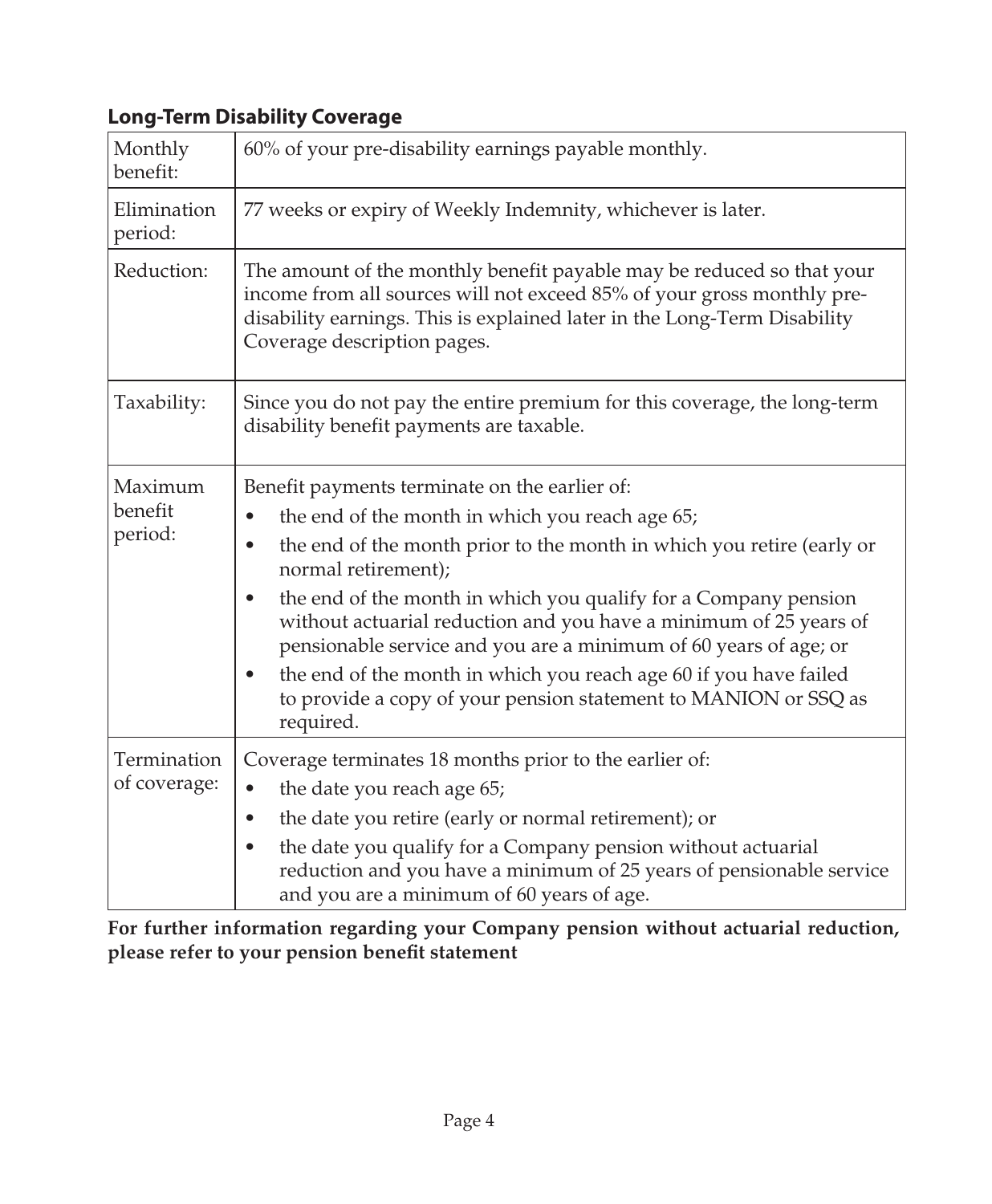## Long-Term Disability Coverage

| | |
|---|---|
| Monthly benefit: | 60% of your pre-disability earnings payable monthly. |
| Elimination period: | 77 weeks or expiry of Weekly Indemnity, whichever is later. |
| Reduction: | The amount of the monthly benefit payable may be reduced so that your income from all sources will not exceed 85% of your gross monthly pre-disability earnings. This is explained later in the Long-Term Disability Coverage description pages. |
| Taxability: | Since you do not pay the entire premium for this coverage, the long-term disability benefit payments are taxable. |
| Maximum benefit period: | Benefit payments terminate on the earlier of:<br>• the end of the month in which you reach age 65;<br>• the end of the month prior to the month in which you retire (early or normal retirement);<br>• the end of the month in which you qualify for a Company pension without actuarial reduction and you have a minimum of 25 years of pensionable service and you are a minimum of 60 years of age; or<br>• the end of the month in which you reach age 60 if you have failed to provide a copy of your pension statement to MANION or SSQ as required. |
| Termination of coverage: | Coverage terminates 18 months prior to the earlier of:<br>• the date you reach age 65;<br>• the date you retire (early or normal retirement); or<br>• the date you qualify for a Company pension without actuarial reduction and you have a minimum of 25 years of pensionable service and you are a minimum of 60 years of age. |

**For further information regarding your Company pension without actuarial reduction, please refer to your pension benefit statement**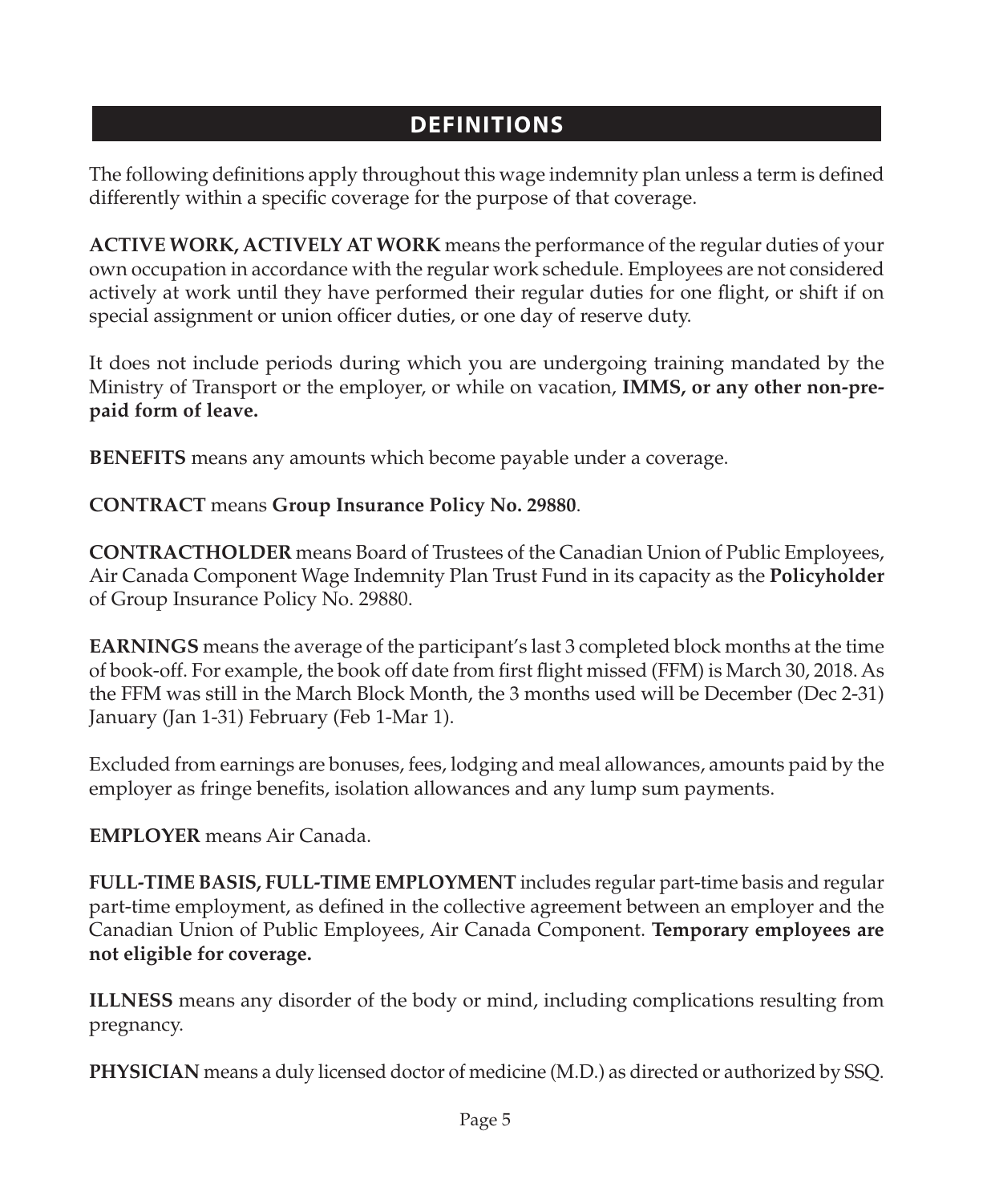## DEFINITIONS

The following definitions apply throughout this wage indemnity plan unless a term is defined differently within a specific coverage for the purpose of that coverage.

**ACTIVE WORK, ACTIVELY AT WORK** means the performance of the regular duties of your own occupation in accordance with the regular work schedule. Employees are not considered actively at work until they have performed their regular duties for one flight, or shift if on special assignment or union officer duties, or one day of reserve duty.

It does not include periods during which you are undergoing training mandated by the Ministry of Transport or the employer, or while on vacation, **IMMS, or any other non-pre-paid form of leave.**

**BENEFITS** means any amounts which become payable under a coverage.

**CONTRACT** means **Group Insurance Policy No. 29880**.

**CONTRACTHOLDER** means Board of Trustees of the Canadian Union of Public Employees, Air Canada Component Wage Indemnity Plan Trust Fund in its capacity as the **Policyholder** of Group Insurance Policy No. 29880.

**EARNINGS** means the average of the participant's last 3 completed block months at the time of book-off. For example, the book off date from first flight missed (FFM) is March 30, 2018. As the FFM was still in the March Block Month, the 3 months used will be December (Dec 2-31) January (Jan 1-31) February (Feb 1-Mar 1).

Excluded from earnings are bonuses, fees, lodging and meal allowances, amounts paid by the employer as fringe benefits, isolation allowances and any lump sum payments.

**EMPLOYER** means Air Canada.

**FULL-TIME BASIS, FULL-TIME EMPLOYMENT** includes regular part-time basis and regular part-time employment, as defined in the collective agreement between an employer and the Canadian Union of Public Employees, Air Canada Component. **Temporary employees are not eligible for coverage.**

**ILLNESS** means any disorder of the body or mind, including complications resulting from pregnancy.

**PHYSICIAN** means a duly licensed doctor of medicine (M.D.) as directed or authorized by SSQ.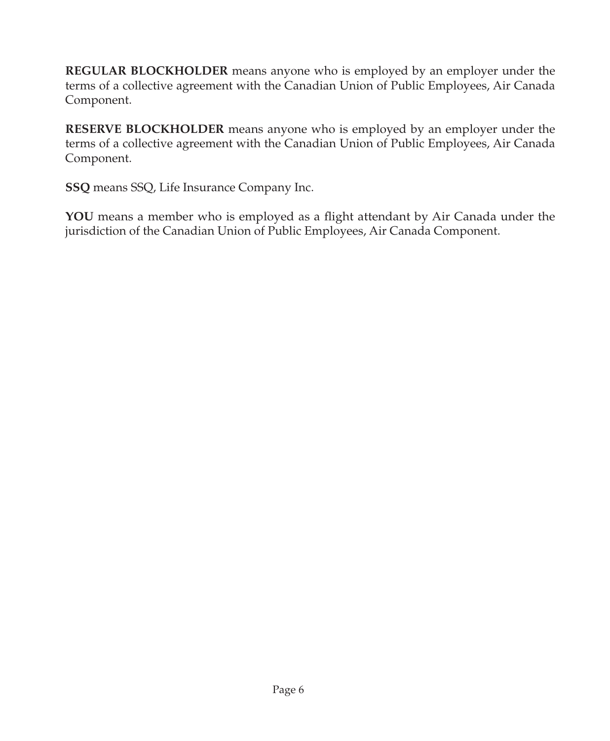**REGULAR BLOCKHOLDER** means anyone who is employed by an employer under the terms of a collective agreement with the Canadian Union of Public Employees, Air Canada Component.

**RESERVE BLOCKHOLDER** means anyone who is employed by an employer under the terms of a collective agreement with the Canadian Union of Public Employees, Air Canada Component.

**SSQ** means SSQ, Life Insurance Company Inc.

**YOU** means a member who is employed as a flight attendant by Air Canada under the jurisdiction of the Canadian Union of Public Employees, Air Canada Component.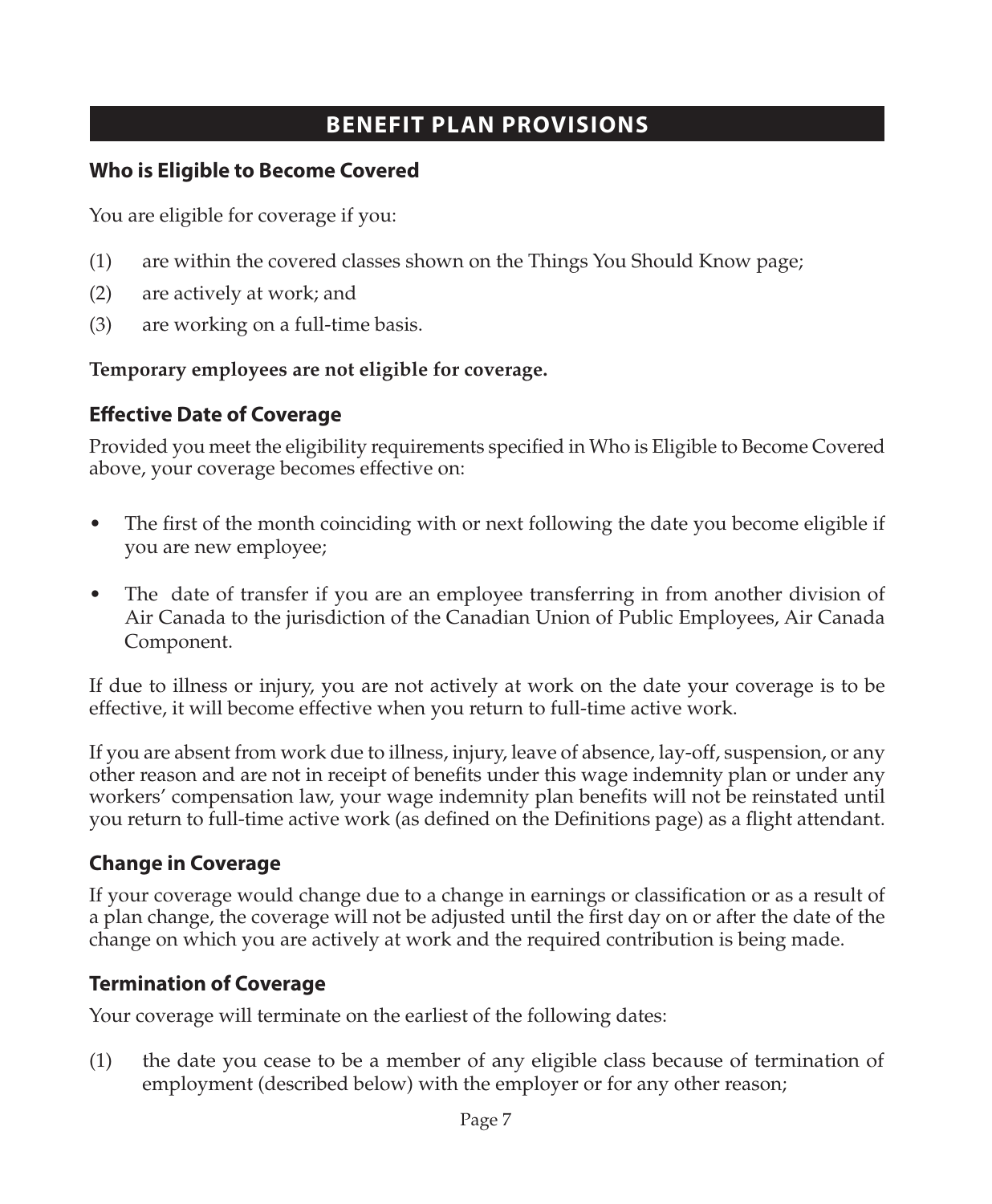## BENEFIT PLAN PROVISIONS

### Who is Eligible to Become Covered

You are eligible for coverage if you:

(1) are within the covered classes shown on the Things You Should Know page;

(2) are actively at work; and

(3) are working on a full-time basis.

**Temporary employees are not eligible for coverage.**

### Effective Date of Coverage

Provided you meet the eligibility requirements specified in Who is Eligible to Become Covered above, your coverage becomes effective on:

- The first of the month coinciding with or next following the date you become eligible if you are new employee;
- The date of transfer if you are an employee transferring in from another division of Air Canada to the jurisdiction of the Canadian Union of Public Employees, Air Canada Component.

If due to illness or injury, you are not actively at work on the date your coverage is to be effective, it will become effective when you return to full-time active work.

If you are absent from work due to illness, injury, leave of absence, lay-off, suspension, or any other reason and are not in receipt of benefits under this wage indemnity plan or under any workers' compensation law, your wage indemnity plan benefits will not be reinstated until you return to full-time active work (as defined on the Definitions page) as a flight attendant.

### Change in Coverage

If your coverage would change due to a change in earnings or classification or as a result of a plan change, the coverage will not be adjusted until the first day on or after the date of the change on which you are actively at work and the required contribution is being made.

### Termination of Coverage

Your coverage will terminate on the earliest of the following dates:

(1) the date you cease to be a member of any eligible class because of termination of employment (described below) with the employer or for any other reason;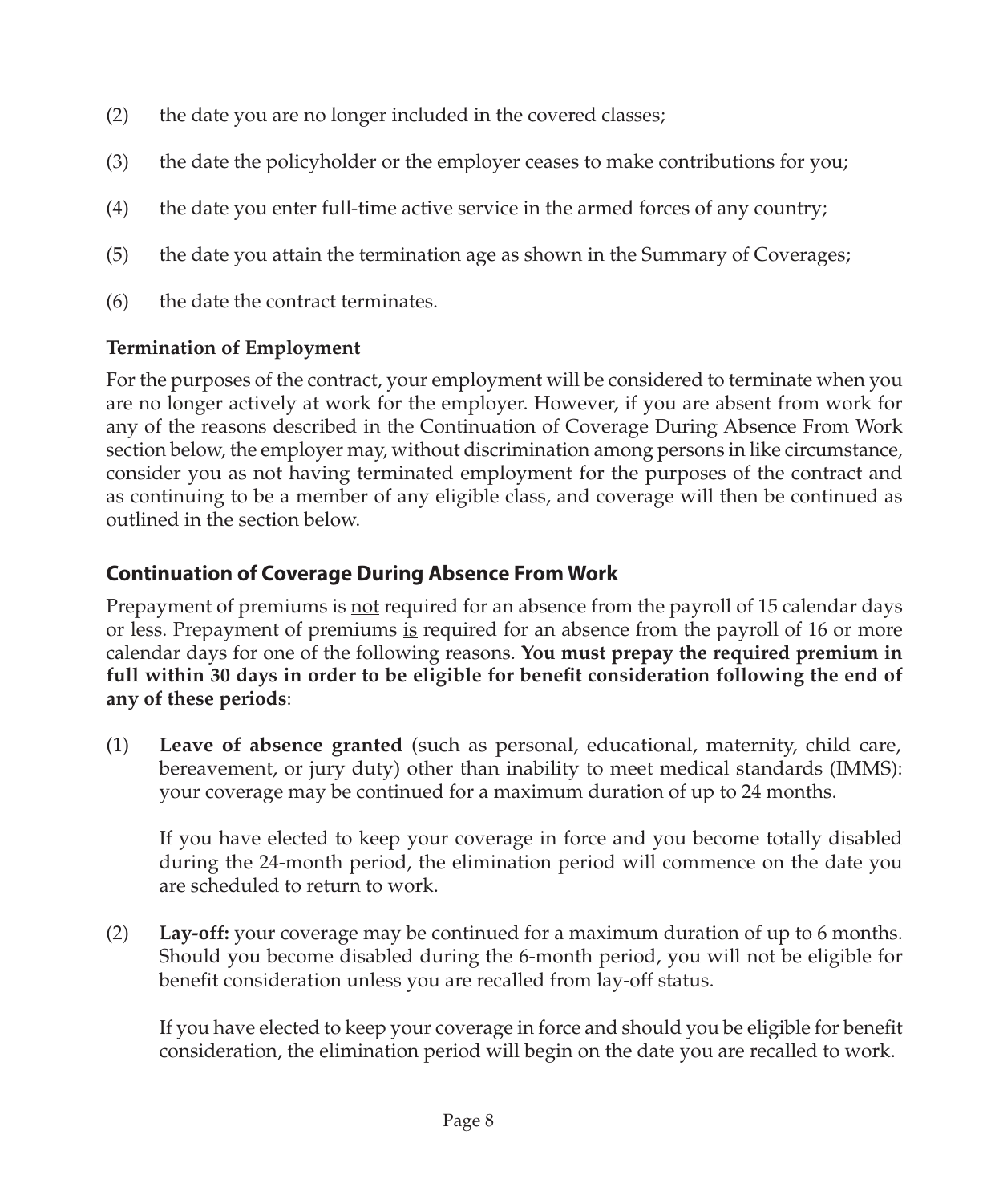(2) the date you are no longer included in the covered classes;

(3) the date the policyholder or the employer ceases to make contributions for you;

(4) the date you enter full-time active service in the armed forces of any country;

(5) the date you attain the termination age as shown in the Summary of Coverages;

(6) the date the contract terminates.

**Termination of Employment**

For the purposes of the contract, your employment will be considered to terminate when you are no longer actively at work for the employer. However, if you are absent from work for any of the reasons described in the Continuation of Coverage During Absence From Work section below, the employer may, without discrimination among persons in like circumstance, consider you as not having terminated employment for the purposes of the contract and as continuing to be a member of any eligible class, and coverage will then be continued as outlined in the section below.

## Continuation of Coverage During Absence From Work

Prepayment of premiums is <u>not</u> required for an absence from the payroll of 15 calendar days or less. Prepayment of premiums <u>is</u> required for an absence from the payroll of 16 or more calendar days for one of the following reasons. **You must prepay the required premium in full within 30 days in order to be eligible for benefit consideration following the end of any of these periods**:

(1) **Leave of absence granted** (such as personal, educational, maternity, child care, bereavement, or jury duty) other than inability to meet medical standards (IMMS): your coverage may be continued for a maximum duration of up to 24 months.

If you have elected to keep your coverage in force and you become totally disabled during the 24-month period, the elimination period will commence on the date you are scheduled to return to work.

(2) **Lay-off:** your coverage may be continued for a maximum duration of up to 6 months. Should you become disabled during the 6-month period, you will not be eligible for benefit consideration unless you are recalled from lay-off status.

If you have elected to keep your coverage in force and should you be eligible for benefit consideration, the elimination period will begin on the date you are recalled to work.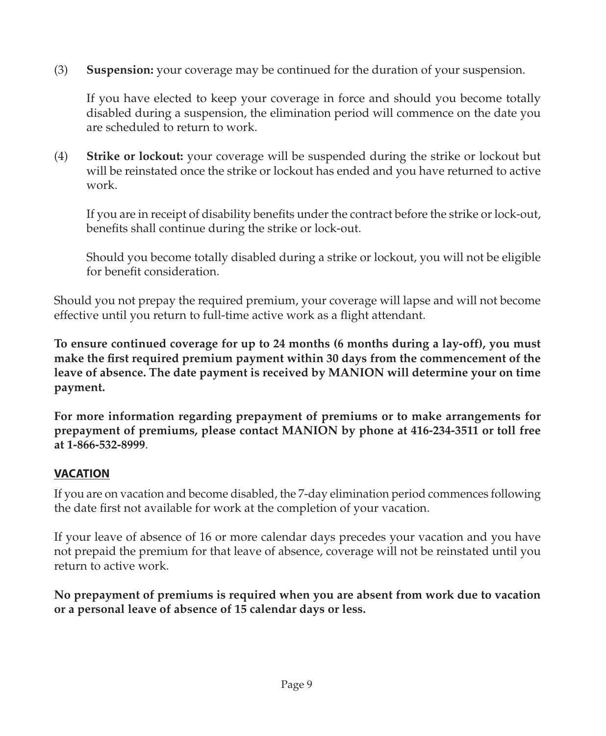(3) **Suspension:** your coverage may be continued for the duration of your suspension.

If you have elected to keep your coverage in force and should you become totally disabled during a suspension, the elimination period will commence on the date you are scheduled to return to work.

(4) **Strike or lockout:** your coverage will be suspended during the strike or lockout but will be reinstated once the strike or lockout has ended and you have returned to active work.

If you are in receipt of disability benefits under the contract before the strike or lock-out, benefits shall continue during the strike or lock-out.

Should you become totally disabled during a strike or lockout, you will not be eligible for benefit consideration.

Should you not prepay the required premium, your coverage will lapse and will not become effective until you return to full-time active work as a flight attendant.

**To ensure continued coverage for up to 24 months (6 months during a lay-off), you must make the first required premium payment within 30 days from the commencement of the leave of absence. The date payment is received by MANION will determine your on time payment.**

**For more information regarding prepayment of premiums or to make arrangements for prepayment of premiums, please contact MANION by phone at 416-234-3511 or toll free at 1-866-532-8999**.

## VACATION

If you are on vacation and become disabled, the 7-day elimination period commences following the date first not available for work at the completion of your vacation.

If your leave of absence of 16 or more calendar days precedes your vacation and you have not prepaid the premium for that leave of absence, coverage will not be reinstated until you return to active work.

**No prepayment of premiums is required when you are absent from work due to vacation or a personal leave of absence of 15 calendar days or less.**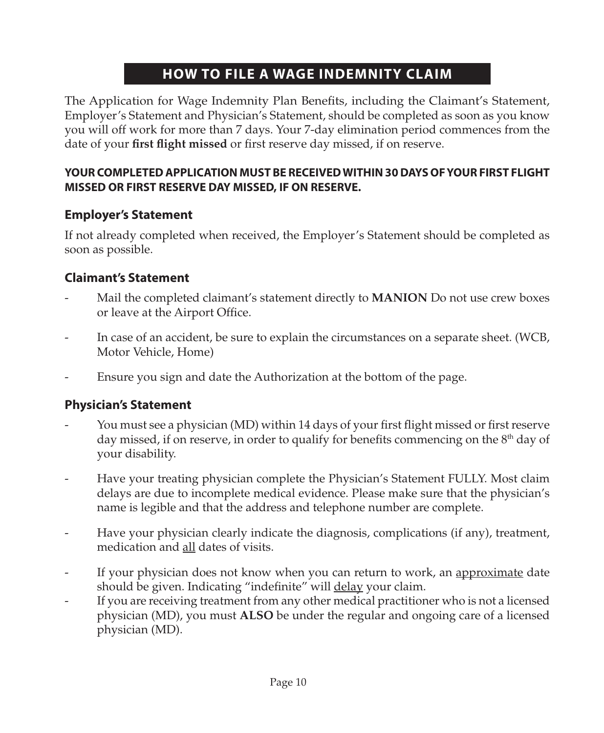## HOW TO FILE A WAGE INDEMNITY CLAIM

The Application for Wage Indemnity Plan Benefits, including the Claimant's Statement, Employer's Statement and Physician's Statement, should be completed as soon as you know you will off work for more than 7 days. Your 7-day elimination period commences from the date of your **first flight missed** or first reserve day missed, if on reserve.

**YOUR COMPLETED APPLICATION MUST BE RECEIVED WITHIN 30 DAYS OF YOUR FIRST FLIGHT MISSED OR FIRST RESERVE DAY MISSED, IF ON RESERVE.**

### Employer's Statement

If not already completed when received, the Employer's Statement should be completed as soon as possible.

### Claimant's Statement

- Mail the completed claimant's statement directly to **MANION** Do not use crew boxes or leave at the Airport Office.
- In case of an accident, be sure to explain the circumstances on a separate sheet. (WCB, Motor Vehicle, Home)
- Ensure you sign and date the Authorization at the bottom of the page.

### Physician's Statement

- You must see a physician (MD) within 14 days of your first flight missed or first reserve day missed, if on reserve, in order to qualify for benefits commencing on the 8th day of your disability.
- Have your treating physician complete the Physician's Statement FULLY. Most claim delays are due to incomplete medical evidence. Please make sure that the physician's name is legible and that the address and telephone number are complete.
- Have your physician clearly indicate the diagnosis, complications (if any), treatment, medication and <u>all</u> dates of visits.
- If your physician does not know when you can return to work, an <u>approximate</u> date should be given. Indicating "indefinite" will <u>delay</u> your claim.
- If you are receiving treatment from any other medical practitioner who is not a licensed physician (MD), you must **ALSO** be under the regular and ongoing care of a licensed physician (MD).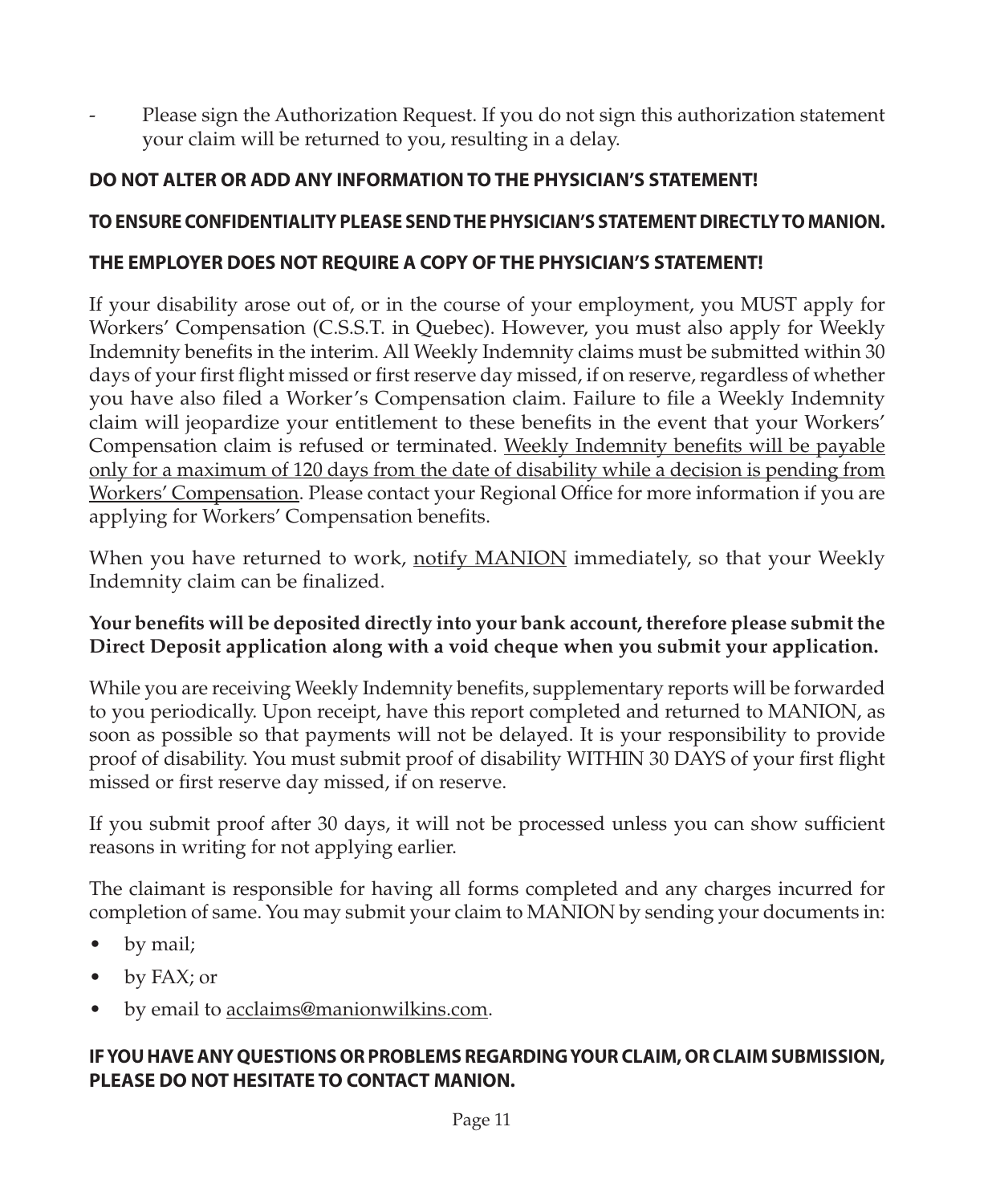- Please sign the Authorization Request. If you do not sign this authorization statement your claim will be returned to you, resulting in a delay.

**DO NOT ALTER OR ADD ANY INFORMATION TO THE PHYSICIAN'S STATEMENT!**

**TO ENSURE CONFIDENTIALITY PLEASE SEND THE PHYSICIAN'S STATEMENT DIRECTLY TO MANION.**

**THE EMPLOYER DOES NOT REQUIRE A COPY OF THE PHYSICIAN'S STATEMENT!**

If your disability arose out of, or in the course of your employment, you MUST apply for Workers' Compensation (C.S.S.T. in Quebec). However, you must also apply for Weekly Indemnity benefits in the interim. All Weekly Indemnity claims must be submitted within 30 days of your first flight missed or first reserve day missed, if on reserve, regardless of whether you have also filed a Worker's Compensation claim. Failure to file a Weekly Indemnity claim will jeopardize your entitlement to these benefits in the event that your Workers' Compensation claim is refused or terminated. <u>Weekly Indemnity benefits will be payable only for a maximum of 120 days from the date of disability while a decision is pending from Workers' Compensation</u>. Please contact your Regional Office for more information if you are applying for Workers' Compensation benefits.

When you have returned to work, <u>notify MANION</u> immediately, so that your Weekly Indemnity claim can be finalized.

**Your benefits will be deposited directly into your bank account, therefore please submit the Direct Deposit application along with a void cheque when you submit your application.**

While you are receiving Weekly Indemnity benefits, supplementary reports will be forwarded to you periodically. Upon receipt, have this report completed and returned to MANION, as soon as possible so that payments will not be delayed. It is your responsibility to provide proof of disability. You must submit proof of disability WITHIN 30 DAYS of your first flight missed or first reserve day missed, if on reserve.

If you submit proof after 30 days, it will not be processed unless you can show sufficient reasons in writing for not applying earlier.

The claimant is responsible for having all forms completed and any charges incurred for completion of same. You may submit your claim to MANION by sending your documents in:

- by mail;
- by FAX; or
- by email to <u>acclaims@manionwilkins.com</u>.

**IF YOU HAVE ANY QUESTIONS OR PROBLEMS REGARDING YOUR CLAIM, OR CLAIM SUBMISSION, PLEASE DO NOT HESITATE TO CONTACT MANION.**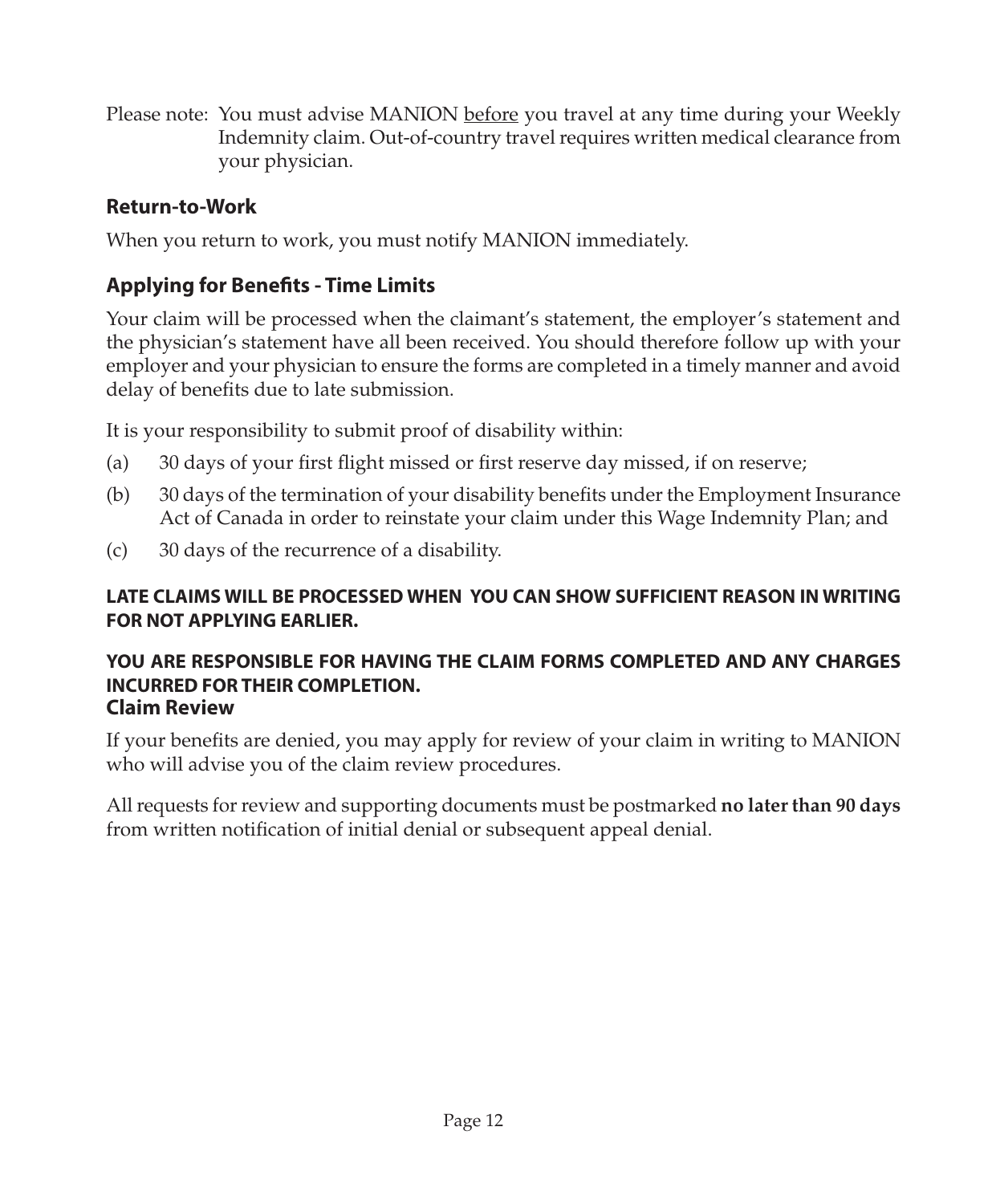Please note: You must advise MANION before you travel at any time during your Weekly Indemnity claim. Out-of-country travel requires written medical clearance from your physician.

### Return-to-Work

When you return to work, you must notify MANION immediately.

### Applying for Benefits - Time Limits

Your claim will be processed when the claimant's statement, the employer's statement and the physician's statement have all been received. You should therefore follow up with your employer and your physician to ensure the forms are completed in a timely manner and avoid delay of benefits due to late submission.

It is your responsibility to submit proof of disability within:

(a) 30 days of your first flight missed or first reserve day missed, if on reserve;

(b) 30 days of the termination of your disability benefits under the Employment Insurance Act of Canada in order to reinstate your claim under this Wage Indemnity Plan; and

(c) 30 days of the recurrence of a disability.

**LATE CLAIMS WILL BE PROCESSED WHEN YOU CAN SHOW SUFFICIENT REASON IN WRITING FOR NOT APPLYING EARLIER.**

**YOU ARE RESPONSIBLE FOR HAVING THE CLAIM FORMS COMPLETED AND ANY CHARGES INCURRED FOR THEIR COMPLETION.**

### Claim Review

If your benefits are denied, you may apply for review of your claim in writing to MANION who will advise you of the claim review procedures.

All requests for review and supporting documents must be postmarked **no later than 90 days** from written notification of initial denial or subsequent appeal denial.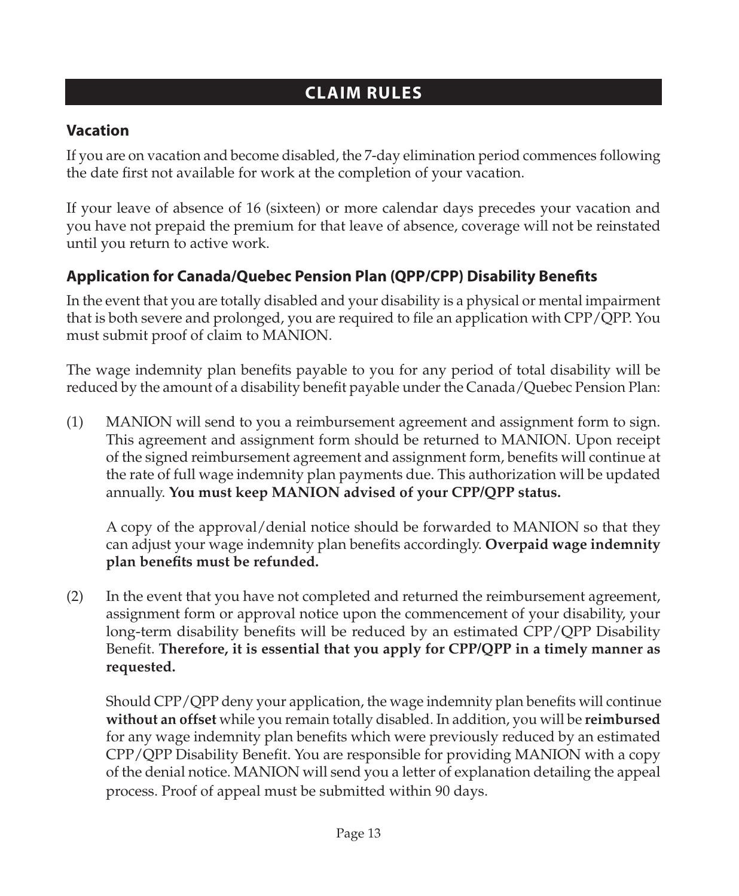## CLAIM RULES

### Vacation

If you are on vacation and become disabled, the 7-day elimination period commences following the date first not available for work at the completion of your vacation.

If your leave of absence of 16 (sixteen) or more calendar days precedes your vacation and you have not prepaid the premium for that leave of absence, coverage will not be reinstated until you return to active work.

### Application for Canada/Quebec Pension Plan (QPP/CPP) Disability Benefits

In the event that you are totally disabled and your disability is a physical or mental impairment that is both severe and prolonged, you are required to file an application with CPP/QPP. You must submit proof of claim to MANION.

The wage indemnity plan benefits payable to you for any period of total disability will be reduced by the amount of a disability benefit payable under the Canada/Quebec Pension Plan:

(1) MANION will send to you a reimbursement agreement and assignment form to sign. This agreement and assignment form should be returned to MANION. Upon receipt of the signed reimbursement agreement and assignment form, benefits will continue at the rate of full wage indemnity plan payments due. This authorization will be updated annually. **You must keep MANION advised of your CPP/QPP status.**

   A copy of the approval/denial notice should be forwarded to MANION so that they can adjust your wage indemnity plan benefits accordingly. **Overpaid wage indemnity plan benefits must be refunded.**

(2) In the event that you have not completed and returned the reimbursement agreement, assignment form or approval notice upon the commencement of your disability, your long-term disability benefits will be reduced by an estimated CPP/QPP Disability Benefit. **Therefore, it is essential that you apply for CPP/QPP in a timely manner as requested.**

   Should CPP/QPP deny your application, the wage indemnity plan benefits will continue **without an offset** while you remain totally disabled. In addition, you will be **reimbursed** for any wage indemnity plan benefits which were previously reduced by an estimated CPP/QPP Disability Benefit. You are responsible for providing MANION with a copy of the denial notice. MANION will send you a letter of explanation detailing the appeal process. Proof of appeal must be submitted within 90 days.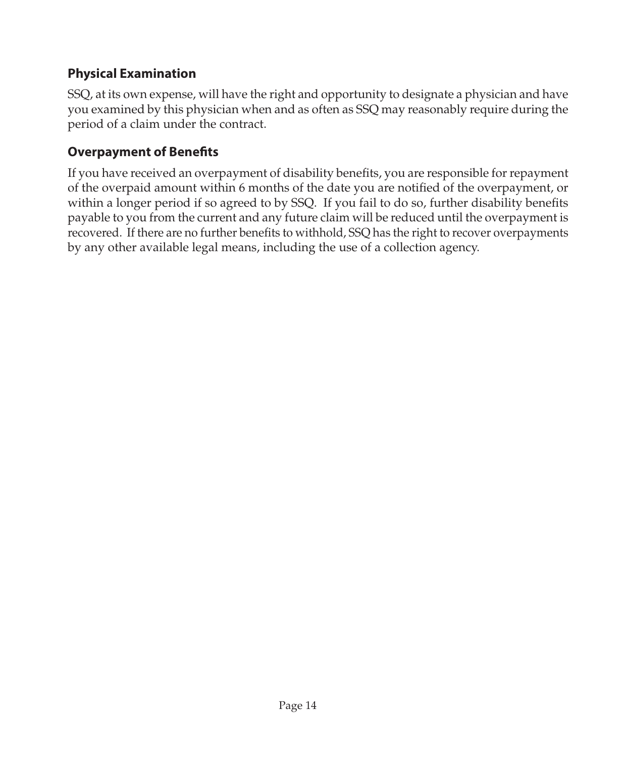### Physical Examination

SSQ, at its own expense, will have the right and opportunity to designate a physician and have you examined by this physician when and as often as SSQ may reasonably require during the period of a claim under the contract.

### Overpayment of Benefits

If you have received an overpayment of disability benefits, you are responsible for repayment of the overpaid amount within 6 months of the date you are notified of the overpayment, or within a longer period if so agreed to by SSQ. If you fail to do so, further disability benefits payable to you from the current and any future claim will be reduced until the overpayment is recovered. If there are no further benefits to withhold, SSQ has the right to recover overpayments by any other available legal means, including the use of a collection agency.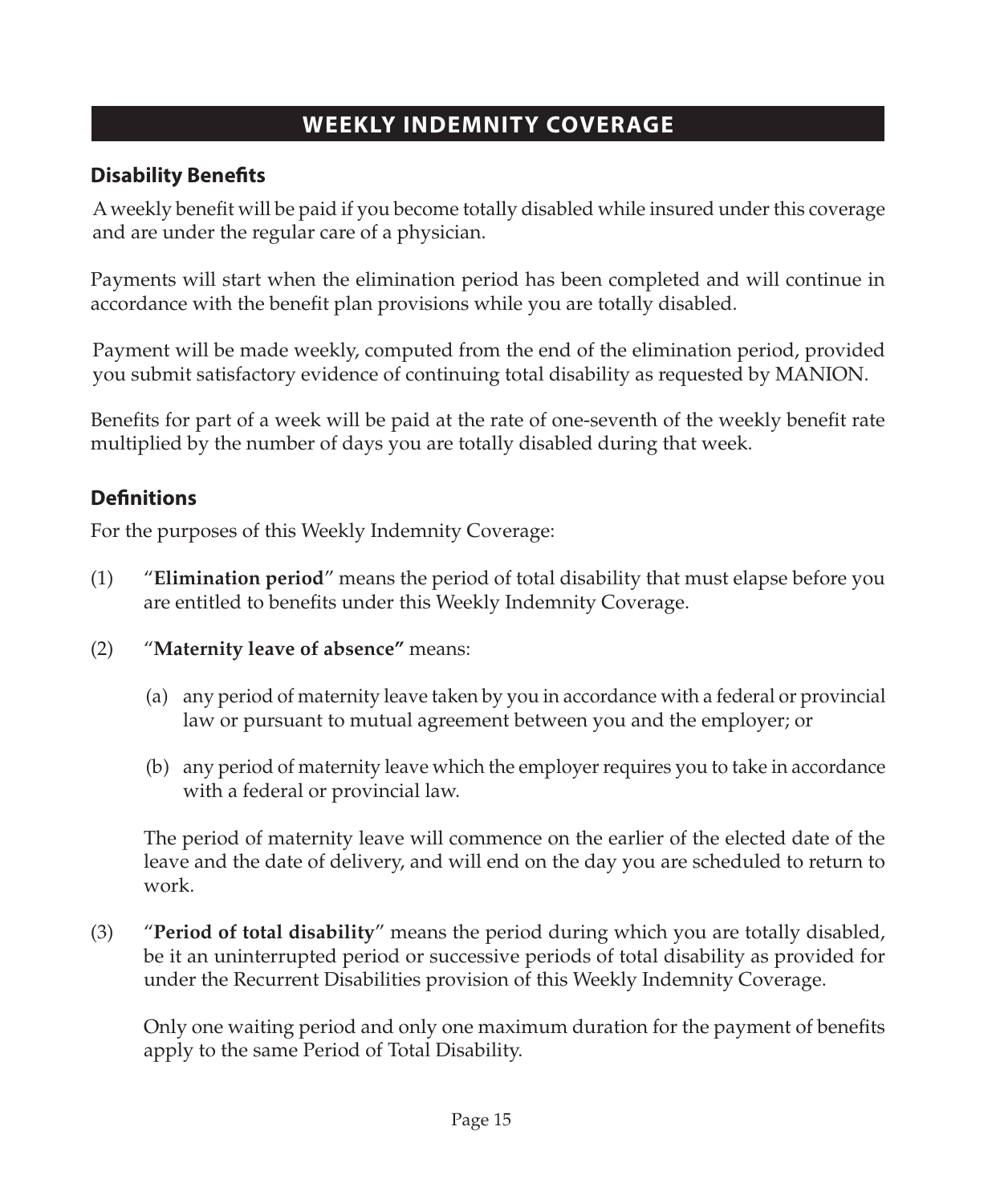# WEEKLY INDEMNITY COVERAGE

## Disability Benefits

A weekly benefit will be paid if you become totally disabled while insured under this coverage and are under the regular care of a physician.

Payments will start when the elimination period has been completed and will continue in accordance with the benefit plan provisions while you are totally disabled.

Payment will be made weekly, computed from the end of the elimination period, provided you submit satisfactory evidence of continuing total disability as requested by MANION.

Benefits for part of a week will be paid at the rate of one-seventh of the weekly benefit rate multiplied by the number of days you are totally disabled during that week.

## Definitions

For the purposes of this Weekly Indemnity Coverage:

(1) "**Elimination period**" means the period of total disability that must elapse before you are entitled to benefits under this Weekly Indemnity Coverage.

(2) "**Maternity leave of absence"** means:

(a) any period of maternity leave taken by you in accordance with a federal or provincial law or pursuant to mutual agreement between you and the employer; or

(b) any period of maternity leave which the employer requires you to take in accordance with a federal or provincial law.

The period of maternity leave will commence on the earlier of the elected date of the leave and the date of delivery, and will end on the day you are scheduled to return to work.

(3) "**Period of total disability**" means the period during which you are totally disabled, be it an uninterrupted period or successive periods of total disability as provided for under the Recurrent Disabilities provision of this Weekly Indemnity Coverage.

Only one waiting period and only one maximum duration for the payment of benefits apply to the same Period of Total Disability.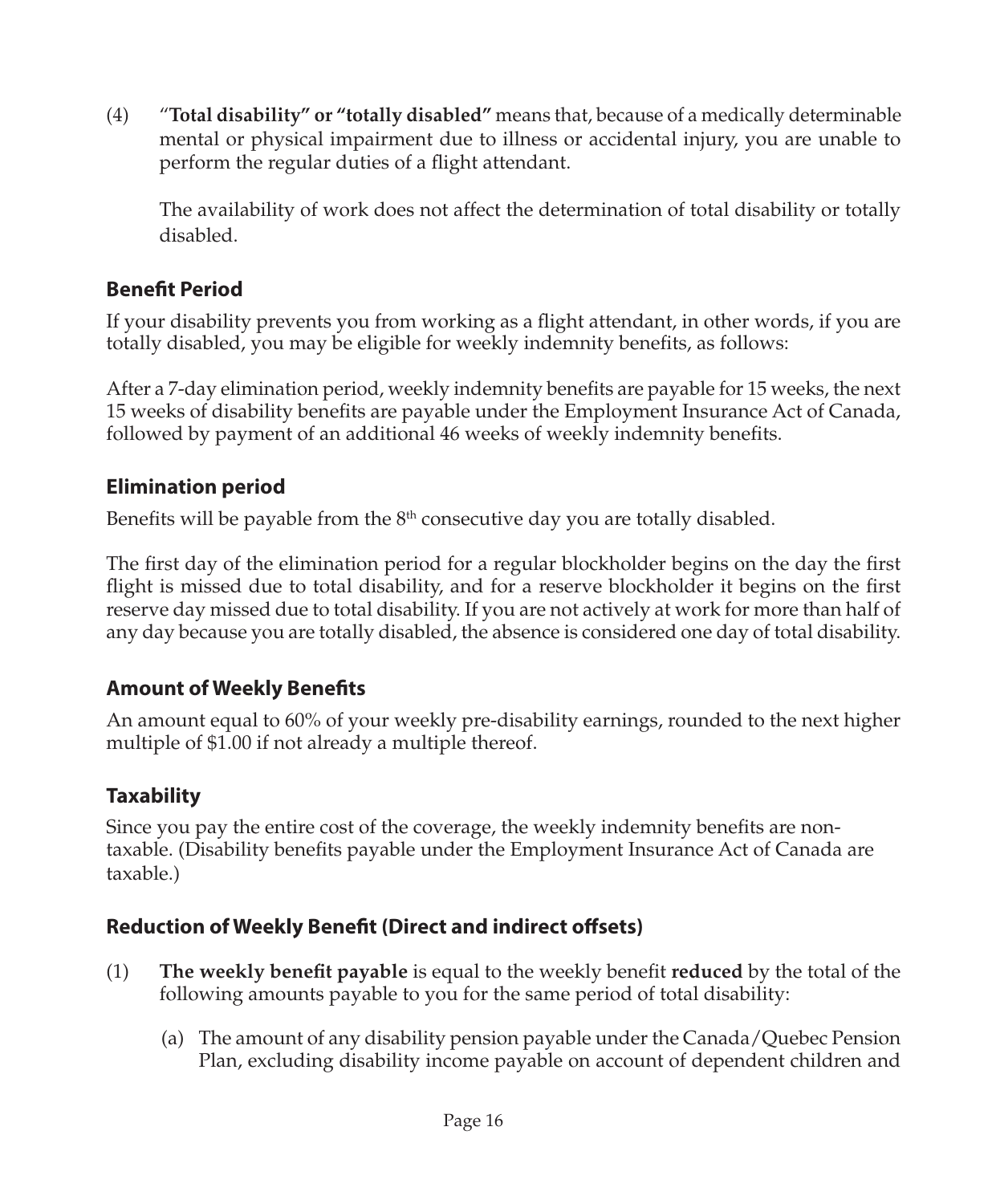(4) "**Total disability" or "totally disabled"** means that, because of a medically determinable mental or physical impairment due to illness or accidental injury, you are unable to perform the regular duties of a flight attendant.

The availability of work does not affect the determination of total disability or totally disabled.

## Benefit Period

If your disability prevents you from working as a flight attendant, in other words, if you are totally disabled, you may be eligible for weekly indemnity benefits, as follows:

After a 7-day elimination period, weekly indemnity benefits are payable for 15 weeks, the next 15 weeks of disability benefits are payable under the Employment Insurance Act of Canada, followed by payment of an additional 46 weeks of weekly indemnity benefits.

## Elimination period

Benefits will be payable from the 8th consecutive day you are totally disabled.

The first day of the elimination period for a regular blockholder begins on the day the first flight is missed due to total disability, and for a reserve blockholder it begins on the first reserve day missed due to total disability. If you are not actively at work for more than half of any day because you are totally disabled, the absence is considered one day of total disability.

## Amount of Weekly Benefits

An amount equal to 60% of your weekly pre-disability earnings, rounded to the next higher multiple of $1.00 if not already a multiple thereof.

## Taxability

Since you pay the entire cost of the coverage, the weekly indemnity benefits are non-taxable. (Disability benefits payable under the Employment Insurance Act of Canada are taxable.)

## Reduction of Weekly Benefit (Direct and indirect offsets)

(1) **The weekly benefit payable** is equal to the weekly benefit **reduced** by the total of the following amounts payable to you for the same period of total disability:

(a) The amount of any disability pension payable under the Canada/Quebec Pension Plan, excluding disability income payable on account of dependent children and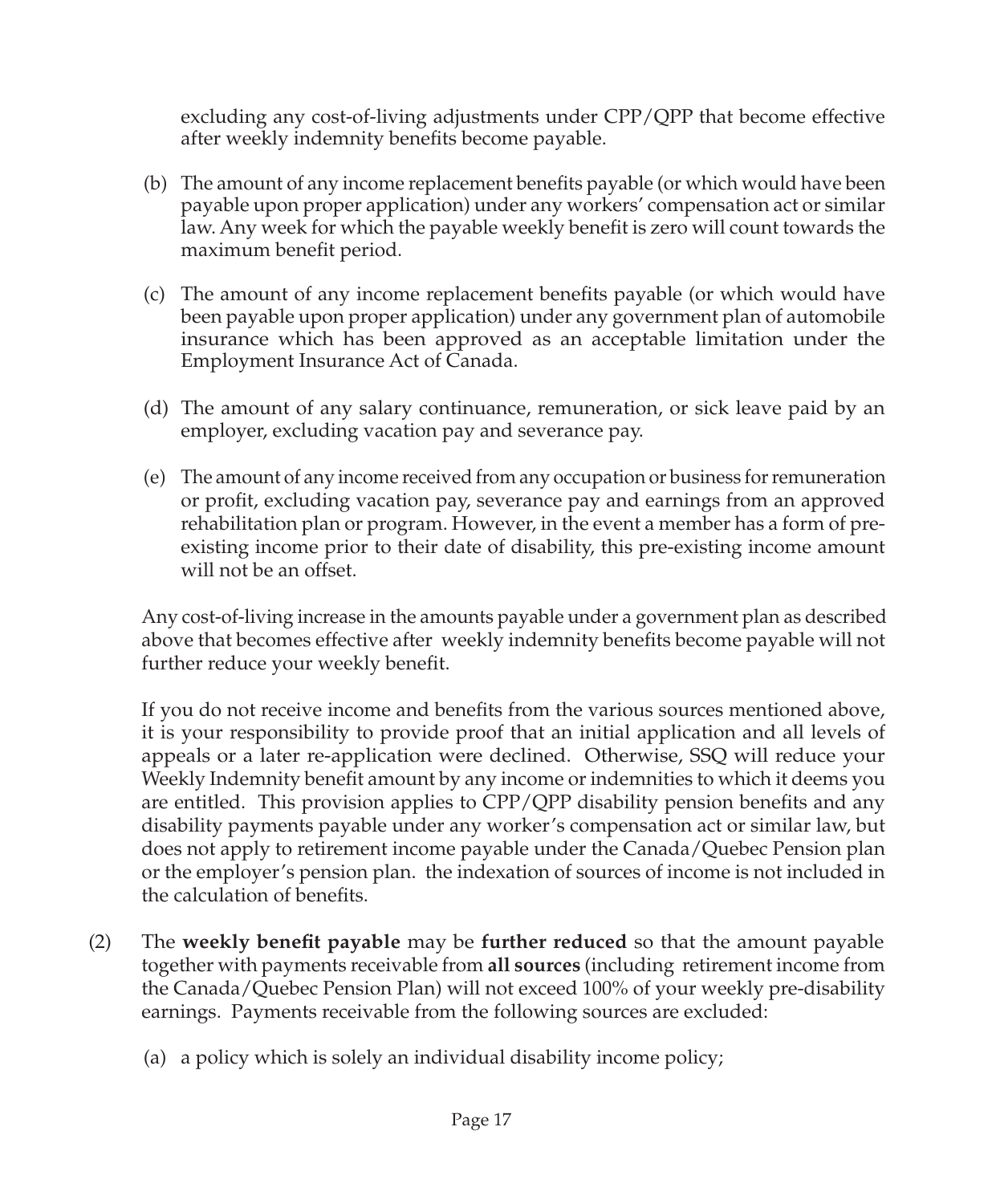excluding any cost-of-living adjustments under CPP/QPP that become effective after weekly indemnity benefits become payable.

(b) The amount of any income replacement benefits payable (or which would have been payable upon proper application) under any workers' compensation act or similar law. Any week for which the payable weekly benefit is zero will count towards the maximum benefit period.

(c) The amount of any income replacement benefits payable (or which would have been payable upon proper application) under any government plan of automobile insurance which has been approved as an acceptable limitation under the Employment Insurance Act of Canada.

(d) The amount of any salary continuance, remuneration, or sick leave paid by an employer, excluding vacation pay and severance pay.

(e) The amount of any income received from any occupation or business for remuneration or profit, excluding vacation pay, severance pay and earnings from an approved rehabilitation plan or program. However, in the event a member has a form of pre-existing income prior to their date of disability, this pre-existing income amount will not be an offset.

Any cost-of-living increase in the amounts payable under a government plan as described above that becomes effective after weekly indemnity benefits become payable will not further reduce your weekly benefit.

If you do not receive income and benefits from the various sources mentioned above, it is your responsibility to provide proof that an initial application and all levels of appeals or a later re-application were declined. Otherwise, SSQ will reduce your Weekly Indemnity benefit amount by any income or indemnities to which it deems you are entitled. This provision applies to CPP/QPP disability pension benefits and any disability payments payable under any worker's compensation act or similar law, but does not apply to retirement income payable under the Canada/Quebec Pension plan or the employer's pension plan. the indexation of sources of income is not included in the calculation of benefits.

(2) The **weekly benefit payable** may be **further reduced** so that the amount payable together with payments receivable from **all sources** (including retirement income from the Canada/Quebec Pension Plan) will not exceed 100% of your weekly pre-disability earnings. Payments receivable from the following sources are excluded:

(a) a policy which is solely an individual disability income policy;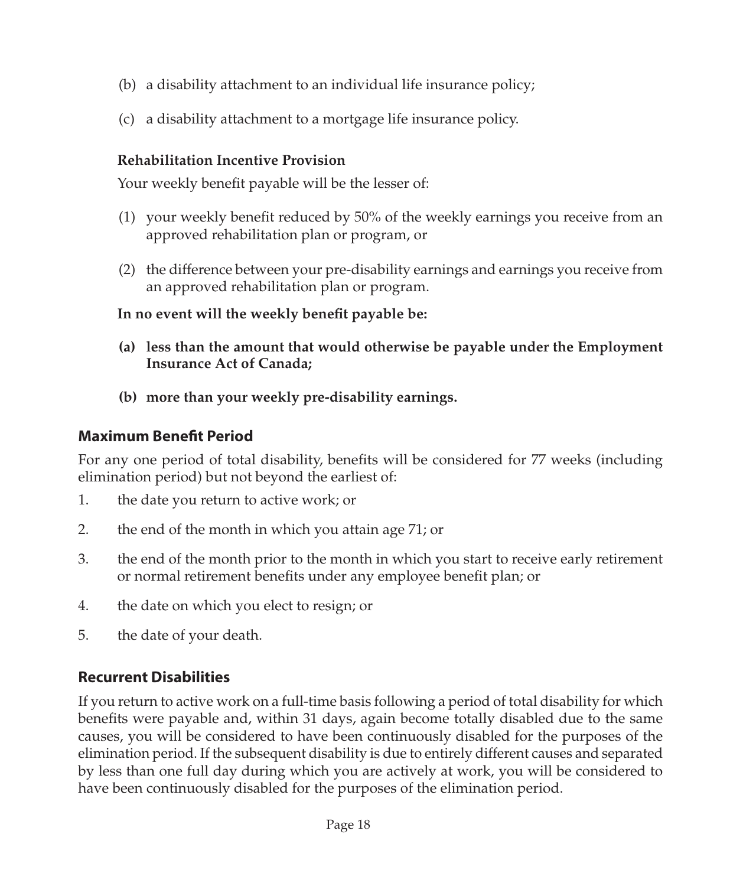(b) a disability attachment to an individual life insurance policy;

(c) a disability attachment to a mortgage life insurance policy.

**Rehabilitation Incentive Provision**

Your weekly benefit payable will be the lesser of:

(1) your weekly benefit reduced by 50% of the weekly earnings you receive from an approved rehabilitation plan or program, or

(2) the difference between your pre-disability earnings and earnings you receive from an approved rehabilitation plan or program.

**In no event will the weekly benefit payable be:**

**(a) less than the amount that would otherwise be payable under the Employment Insurance Act of Canada;**

**(b) more than your weekly pre-disability earnings.**

## Maximum Benefit Period

For any one period of total disability, benefits will be considered for 77 weeks (including elimination period) but not beyond the earliest of:

1. the date you return to active work; or
2. the end of the month in which you attain age 71; or
3. the end of the month prior to the month in which you start to receive early retirement or normal retirement benefits under any employee benefit plan; or
4. the date on which you elect to resign; or
5. the date of your death.

## Recurrent Disabilities

If you return to active work on a full-time basis following a period of total disability for which benefits were payable and, within 31 days, again become totally disabled due to the same causes, you will be considered to have been continuously disabled for the purposes of the elimination period. If the subsequent disability is due to entirely different causes and separated by less than one full day during which you are actively at work, you will be considered to have been continuously disabled for the purposes of the elimination period.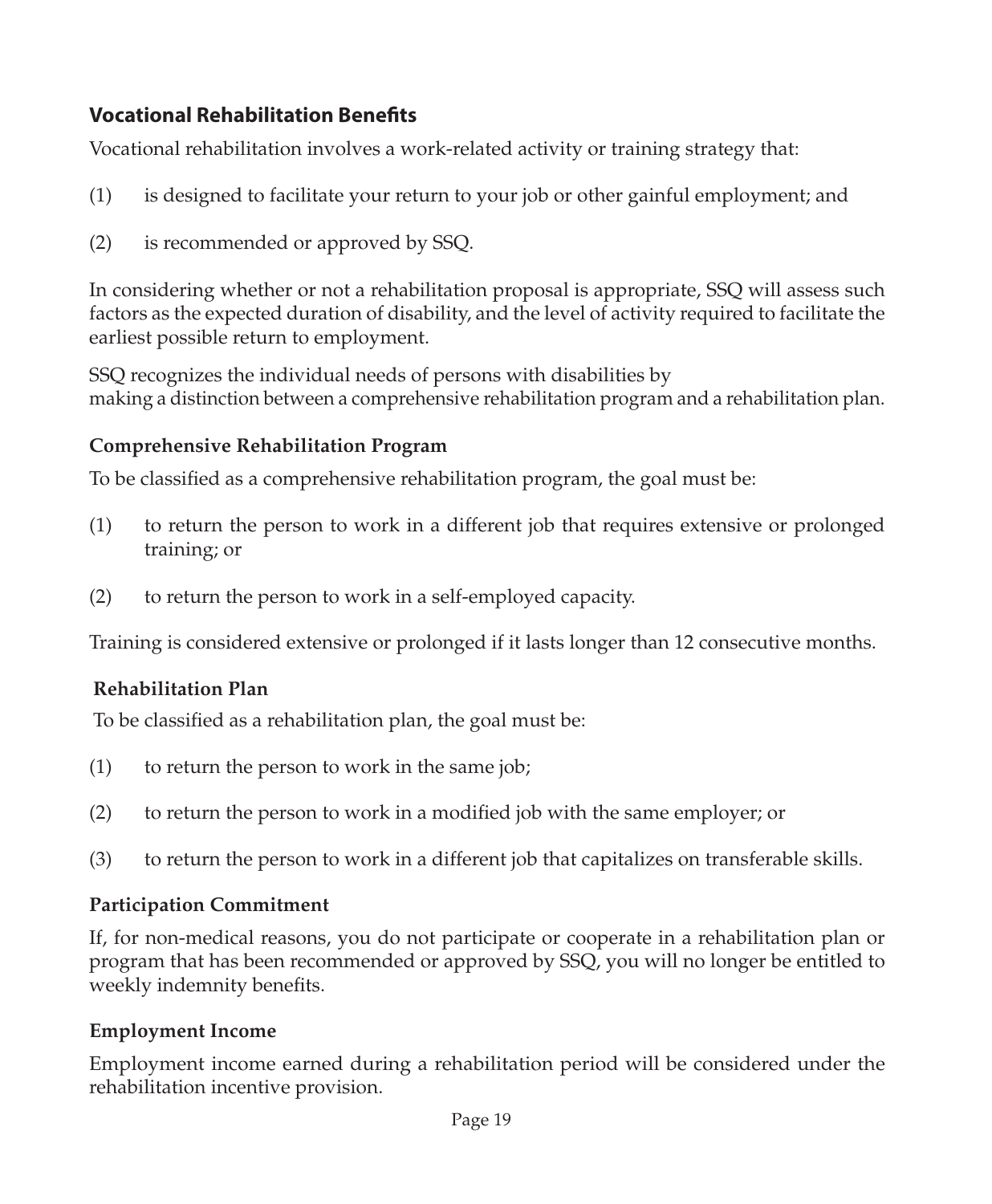## Vocational Rehabilitation Benefits

Vocational rehabilitation involves a work-related activity or training strategy that:

(1) is designed to facilitate your return to your job or other gainful employment; and

(2) is recommended or approved by SSQ.

In considering whether or not a rehabilitation proposal is appropriate, SSQ will assess such factors as the expected duration of disability, and the level of activity required to facilitate the earliest possible return to employment.

SSQ recognizes the individual needs of persons with disabilities by making a distinction between a comprehensive rehabilitation program and a rehabilitation plan.

### Comprehensive Rehabilitation Program

To be classified as a comprehensive rehabilitation program, the goal must be:

(1) to return the person to work in a different job that requires extensive or prolonged training; or

(2) to return the person to work in a self-employed capacity.

Training is considered extensive or prolonged if it lasts longer than 12 consecutive months.

### Rehabilitation Plan

To be classified as a rehabilitation plan, the goal must be:

(1) to return the person to work in the same job;

(2) to return the person to work in a modified job with the same employer; or

(3) to return the person to work in a different job that capitalizes on transferable skills.

### Participation Commitment

If, for non-medical reasons, you do not participate or cooperate in a rehabilitation plan or program that has been recommended or approved by SSQ, you will no longer be entitled to weekly indemnity benefits.

### Employment Income

Employment income earned during a rehabilitation period will be considered under the rehabilitation incentive provision.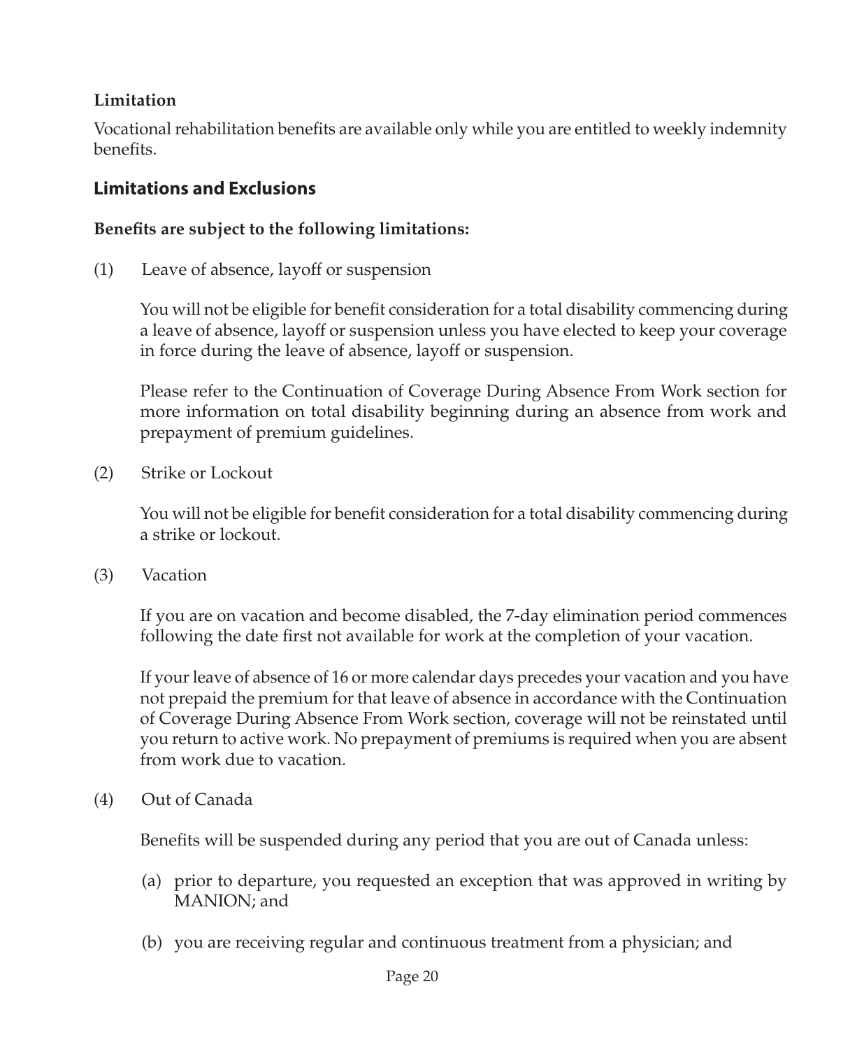**Limitation**

Vocational rehabilitation benefits are available only while you are entitled to weekly indemnity benefits.

## Limitations and Exclusions

**Benefits are subject to the following limitations:**

(1) Leave of absence, layoff or suspension

You will not be eligible for benefit consideration for a total disability commencing during a leave of absence, layoff or suspension unless you have elected to keep your coverage in force during the leave of absence, layoff or suspension.

Please refer to the Continuation of Coverage During Absence From Work section for more information on total disability beginning during an absence from work and prepayment of premium guidelines.

(2) Strike or Lockout

You will not be eligible for benefit consideration for a total disability commencing during a strike or lockout.

(3) Vacation

If you are on vacation and become disabled, the 7-day elimination period commences following the date first not available for work at the completion of your vacation.

If your leave of absence of 16 or more calendar days precedes your vacation and you have not prepaid the premium for that leave of absence in accordance with the Continuation of Coverage During Absence From Work section, coverage will not be reinstated until you return to active work. No prepayment of premiums is required when you are absent from work due to vacation.

(4) Out of Canada

Benefits will be suspended during any period that you are out of Canada unless:

(a) prior to departure, you requested an exception that was approved in writing by MANION; and

(b) you are receiving regular and continuous treatment from a physician; and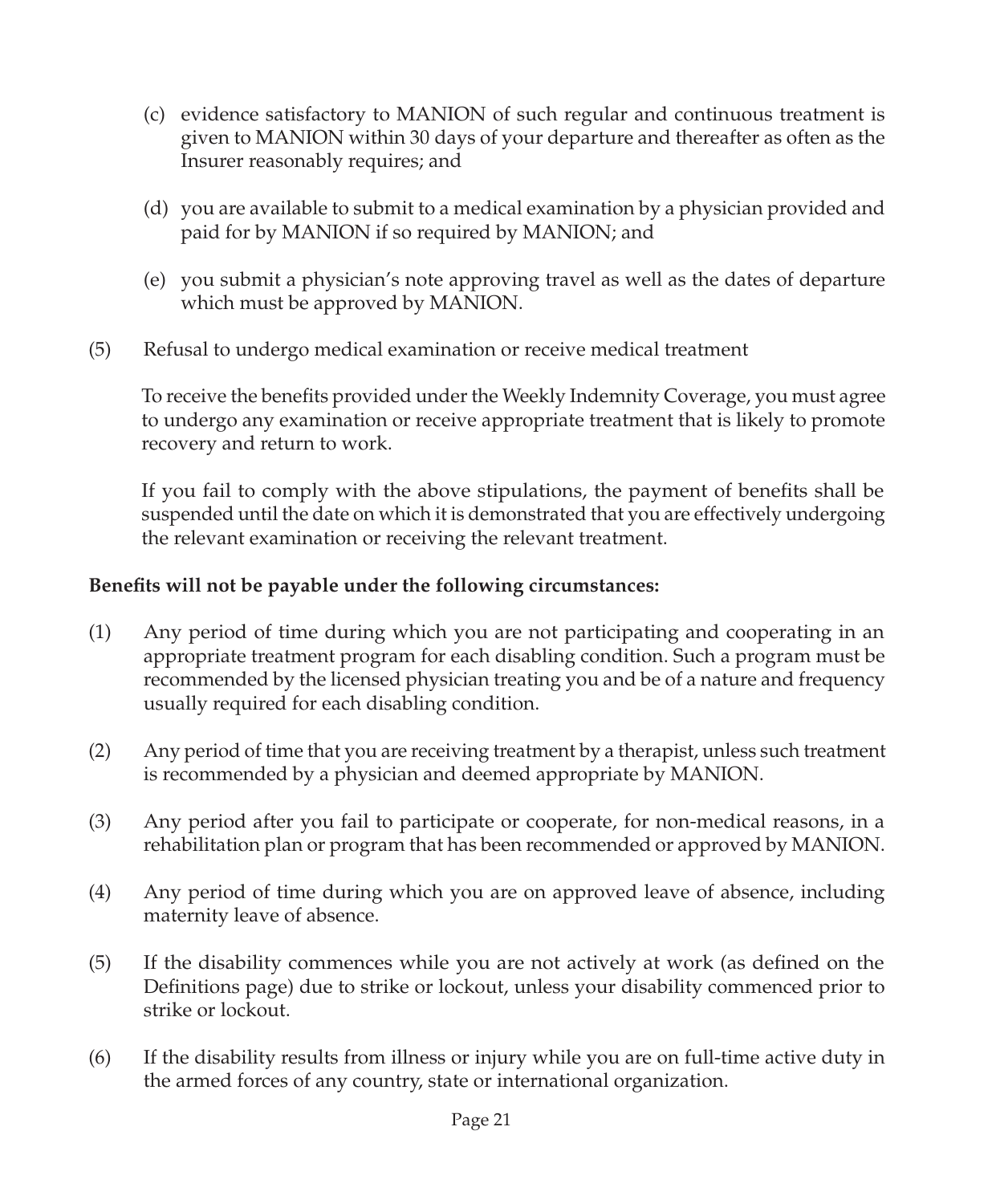(c) evidence satisfactory to MANION of such regular and continuous treatment is given to MANION within 30 days of your departure and thereafter as often as the Insurer reasonably requires; and

(d) you are available to submit to a medical examination by a physician provided and paid for by MANION if so required by MANION; and

(e) you submit a physician's note approving travel as well as the dates of departure which must be approved by MANION.

(5) Refusal to undergo medical examination or receive medical treatment

To receive the benefits provided under the Weekly Indemnity Coverage, you must agree to undergo any examination or receive appropriate treatment that is likely to promote recovery and return to work.

If you fail to comply with the above stipulations, the payment of benefits shall be suspended until the date on which it is demonstrated that you are effectively undergoing the relevant examination or receiving the relevant treatment.

**Benefits will not be payable under the following circumstances:**

(1) Any period of time during which you are not participating and cooperating in an appropriate treatment program for each disabling condition. Such a program must be recommended by the licensed physician treating you and be of a nature and frequency usually required for each disabling condition.

(2) Any period of time that you are receiving treatment by a therapist, unless such treatment is recommended by a physician and deemed appropriate by MANION.

(3) Any period after you fail to participate or cooperate, for non-medical reasons, in a rehabilitation plan or program that has been recommended or approved by MANION.

(4) Any period of time during which you are on approved leave of absence, including maternity leave of absence.

(5) If the disability commences while you are not actively at work (as defined on the Definitions page) due to strike or lockout, unless your disability commenced prior to strike or lockout.

(6) If the disability results from illness or injury while you are on full-time active duty in the armed forces of any country, state or international organization.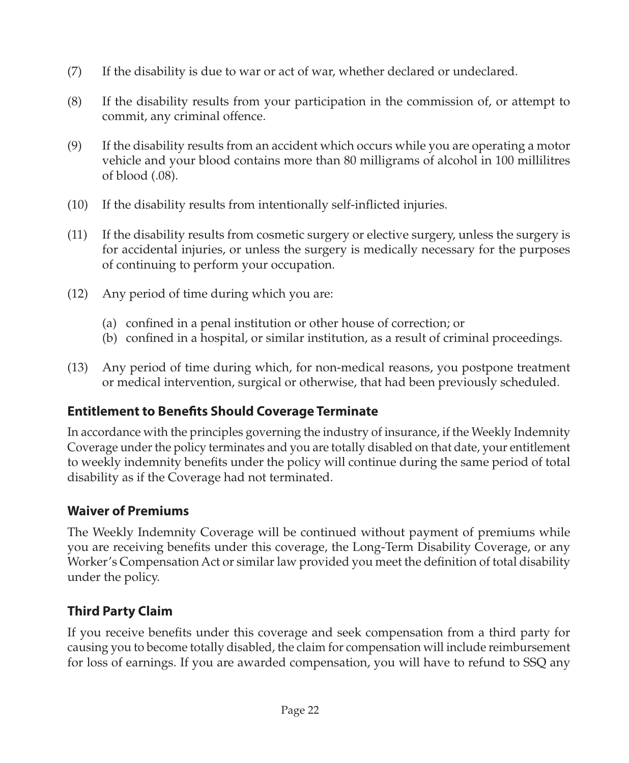(7) If the disability is due to war or act of war, whether declared or undeclared.

(8) If the disability results from your participation in the commission of, or attempt to commit, any criminal offence.

(9) If the disability results from an accident which occurs while you are operating a motor vehicle and your blood contains more than 80 milligrams of alcohol in 100 millilitres of blood (.08).

(10) If the disability results from intentionally self-inflicted injuries.

(11) If the disability results from cosmetic surgery or elective surgery, unless the surgery is for accidental injuries, or unless the surgery is medically necessary for the purposes of continuing to perform your occupation.

(12) Any period of time during which you are:

   (a) confined in a penal institution or other house of correction; or
   (b) confined in a hospital, or similar institution, as a result of criminal proceedings.

(13) Any period of time during which, for non-medical reasons, you postpone treatment or medical intervention, surgical or otherwise, that had been previously scheduled.

### Entitlement to Benefits Should Coverage Terminate

In accordance with the principles governing the industry of insurance, if the Weekly Indemnity Coverage under the policy terminates and you are totally disabled on that date, your entitlement to weekly indemnity benefits under the policy will continue during the same period of total disability as if the Coverage had not terminated.

### Waiver of Premiums

The Weekly Indemnity Coverage will be continued without payment of premiums while you are receiving benefits under this coverage, the Long-Term Disability Coverage, or any Worker's Compensation Act or similar law provided you meet the definition of total disability under the policy.

### Third Party Claim

If you receive benefits under this coverage and seek compensation from a third party for causing you to become totally disabled, the claim for compensation will include reimbursement for loss of earnings. If you are awarded compensation, you will have to refund to SSQ any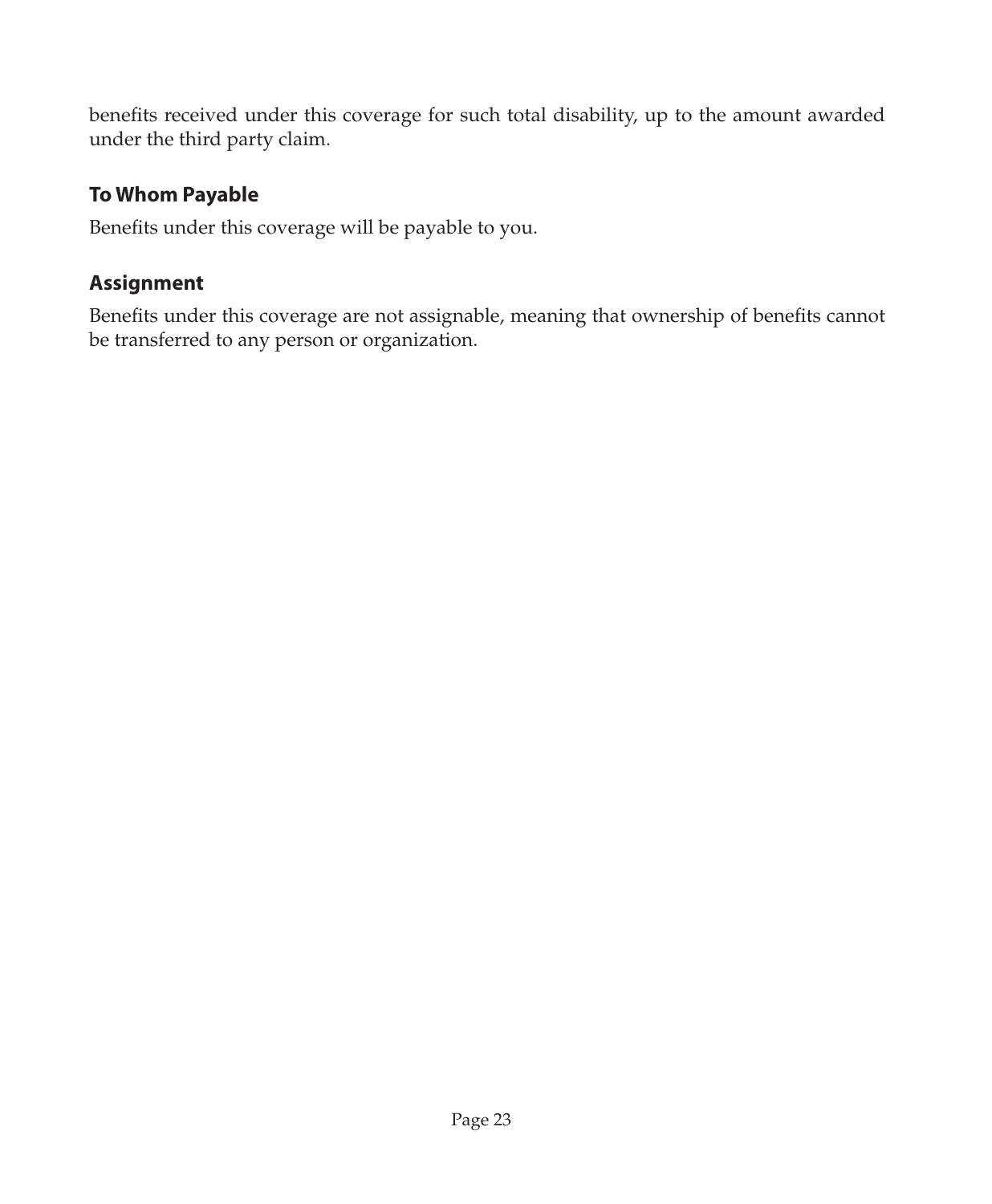benefits received under this coverage for such total disability, up to the amount awarded under the third party claim.

### To Whom Payable

Benefits under this coverage will be payable to you.

### Assignment

Benefits under this coverage are not assignable, meaning that ownership of benefits cannot be transferred to any person or organization.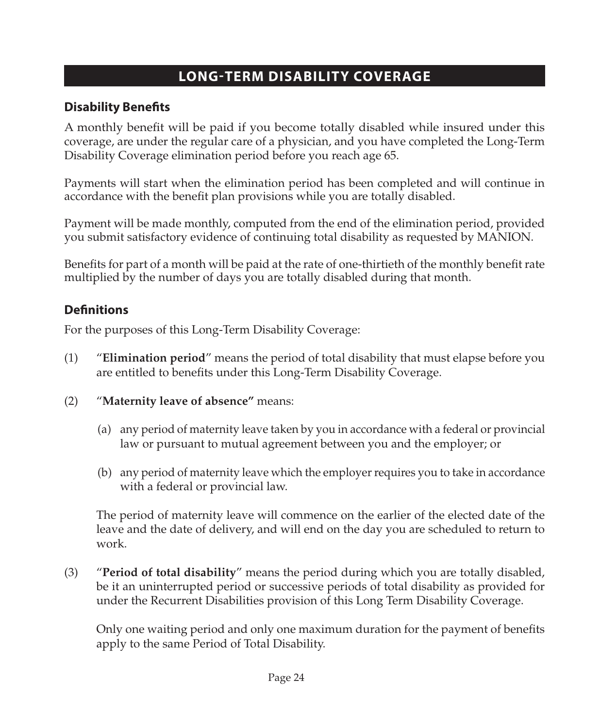# LONG-TERM DISABILITY COVERAGE

## Disability Benefits

A monthly benefit will be paid if you become totally disabled while insured under this coverage, are under the regular care of a physician, and you have completed the Long-Term Disability Coverage elimination period before you reach age 65.

Payments will start when the elimination period has been completed and will continue in accordance with the benefit plan provisions while you are totally disabled.

Payment will be made monthly, computed from the end of the elimination period, provided you submit satisfactory evidence of continuing total disability as requested by MANION.

Benefits for part of a month will be paid at the rate of one-thirtieth of the monthly benefit rate multiplied by the number of days you are totally disabled during that month.

## Definitions

For the purposes of this Long-Term Disability Coverage:

(1) "**Elimination period**" means the period of total disability that must elapse before you are entitled to benefits under this Long-Term Disability Coverage.

(2) "**Maternity leave of absence"** means:

   (a) any period of maternity leave taken by you in accordance with a federal or provincial law or pursuant to mutual agreement between you and the employer; or

   (b) any period of maternity leave which the employer requires you to take in accordance with a federal or provincial law.

   The period of maternity leave will commence on the earlier of the elected date of the leave and the date of delivery, and will end on the day you are scheduled to return to work.

(3) "**Period of total disability**" means the period during which you are totally disabled, be it an uninterrupted period or successive periods of total disability as provided for under the Recurrent Disabilities provision of this Long Term Disability Coverage.

   Only one waiting period and only one maximum duration for the payment of benefits apply to the same Period of Total Disability.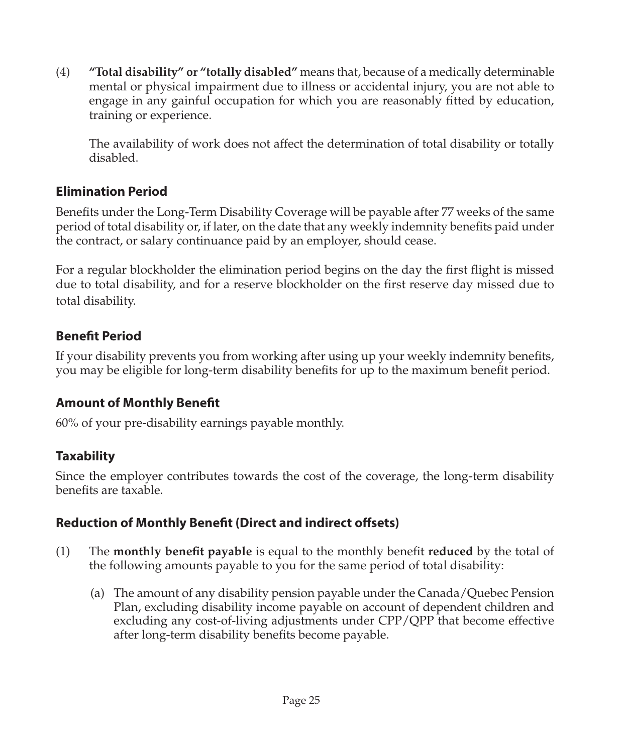(4) **"Total disability" or "totally disabled"** means that, because of a medically determinable mental or physical impairment due to illness or accidental injury, you are not able to engage in any gainful occupation for which you are reasonably fitted by education, training or experience.

The availability of work does not affect the determination of total disability or totally disabled.

## Elimination Period

Benefits under the Long-Term Disability Coverage will be payable after 77 weeks of the same period of total disability or, if later, on the date that any weekly indemnity benefits paid under the contract, or salary continuance paid by an employer, should cease.

For a regular blockholder the elimination period begins on the day the first flight is missed due to total disability, and for a reserve blockholder on the first reserve day missed due to total disability.

## Benefit Period

If your disability prevents you from working after using up your weekly indemnity benefits, you may be eligible for long-term disability benefits for up to the maximum benefit period.

## Amount of Monthly Benefit

60% of your pre-disability earnings payable monthly.

## Taxability

Since the employer contributes towards the cost of the coverage, the long-term disability benefits are taxable.

## Reduction of Monthly Benefit (Direct and indirect offsets)

(1) The **monthly benefit payable** is equal to the monthly benefit **reduced** by the total of the following amounts payable to you for the same period of total disability:

   (a) The amount of any disability pension payable under the Canada/Quebec Pension Plan, excluding disability income payable on account of dependent children and excluding any cost-of-living adjustments under CPP/QPP that become effective after long-term disability benefits become payable.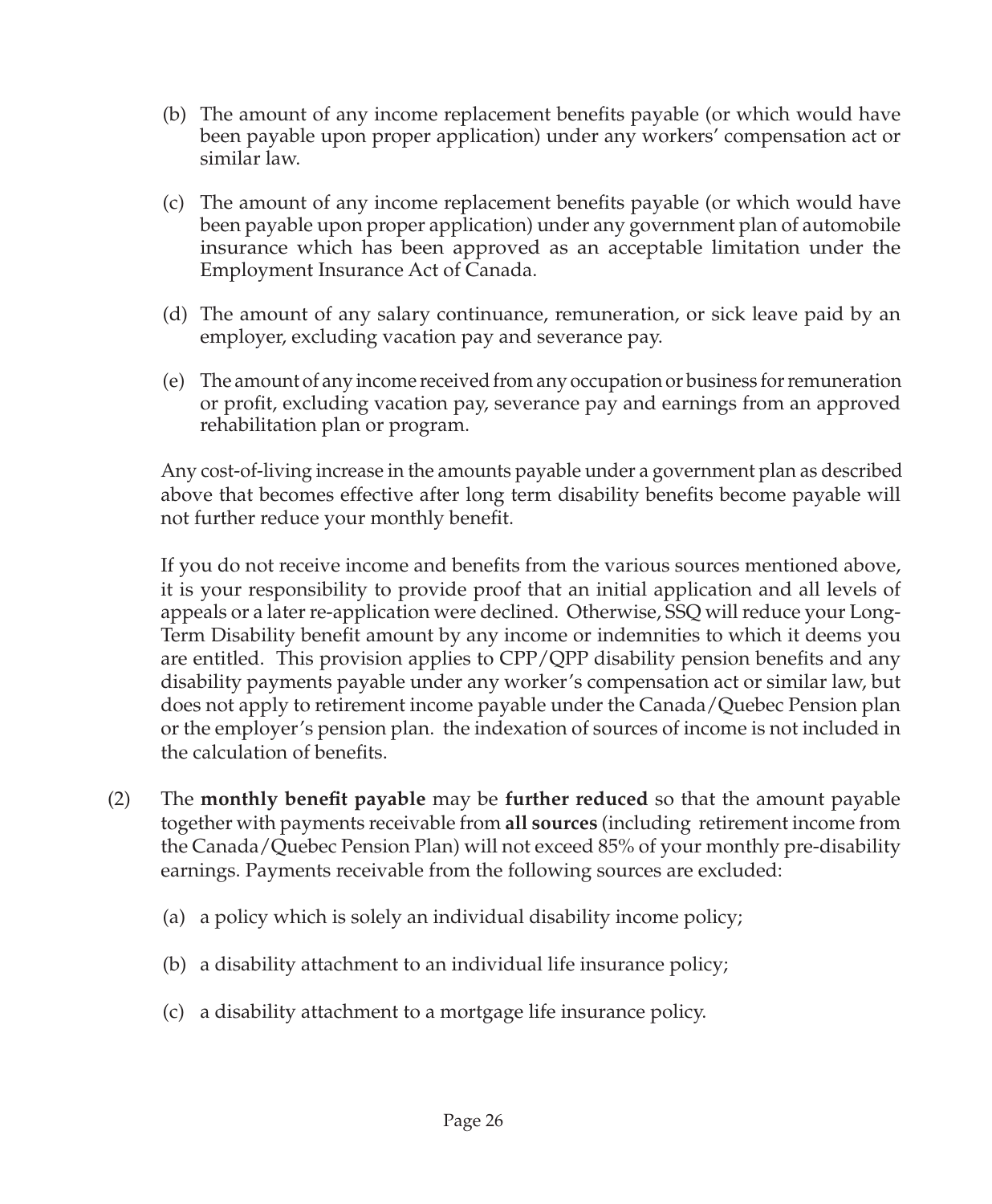(b) The amount of any income replacement benefits payable (or which would have been payable upon proper application) under any workers' compensation act or similar law.

(c) The amount of any income replacement benefits payable (or which would have been payable upon proper application) under any government plan of automobile insurance which has been approved as an acceptable limitation under the Employment Insurance Act of Canada.

(d) The amount of any salary continuance, remuneration, or sick leave paid by an employer, excluding vacation pay and severance pay.

(e) The amount of any income received from any occupation or business for remuneration or profit, excluding vacation pay, severance pay and earnings from an approved rehabilitation plan or program.

Any cost-of-living increase in the amounts payable under a government plan as described above that becomes effective after long term disability benefits become payable will not further reduce your monthly benefit.

If you do not receive income and benefits from the various sources mentioned above, it is your responsibility to provide proof that an initial application and all levels of appeals or a later re-application were declined. Otherwise, SSQ will reduce your Long-Term Disability benefit amount by any income or indemnities to which it deems you are entitled. This provision applies to CPP/QPP disability pension benefits and any disability payments payable under any worker's compensation act or similar law, but does not apply to retirement income payable under the Canada/Quebec Pension plan or the employer's pension plan. the indexation of sources of income is not included in the calculation of benefits.

(2) The **monthly benefit payable** may be **further reduced** so that the amount payable together with payments receivable from **all sources** (including retirement income from the Canada/Quebec Pension Plan) will not exceed 85% of your monthly pre-disability earnings. Payments receivable from the following sources are excluded:

(a) a policy which is solely an individual disability income policy;

(b) a disability attachment to an individual life insurance policy;

(c) a disability attachment to a mortgage life insurance policy.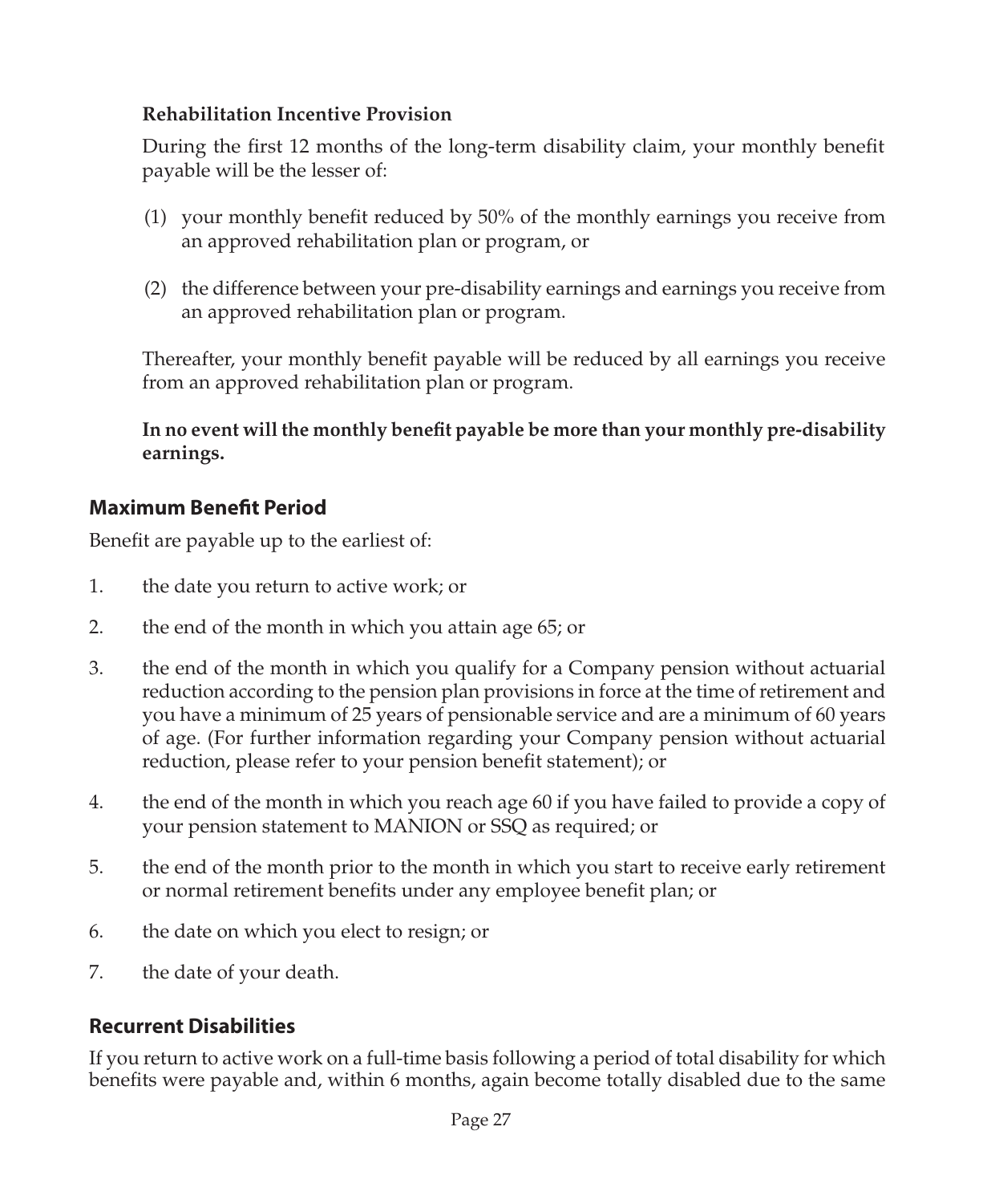**Rehabilitation Incentive Provision**

During the first 12 months of the long-term disability claim, your monthly benefit payable will be the lesser of:

(1) your monthly benefit reduced by 50% of the monthly earnings you receive from an approved rehabilitation plan or program, or

(2) the difference between your pre-disability earnings and earnings you receive from an approved rehabilitation plan or program.

Thereafter, your monthly benefit payable will be reduced by all earnings you receive from an approved rehabilitation plan or program.

**In no event will the monthly benefit payable be more than your monthly pre-disability earnings.**

## Maximum Benefit Period

Benefit are payable up to the earliest of:

1. the date you return to active work; or
2. the end of the month in which you attain age 65; or
3. the end of the month in which you qualify for a Company pension without actuarial reduction according to the pension plan provisions in force at the time of retirement and you have a minimum of 25 years of pensionable service and are a minimum of 60 years of age. (For further information regarding your Company pension without actuarial reduction, please refer to your pension benefit statement); or
4. the end of the month in which you reach age 60 if you have failed to provide a copy of your pension statement to MANION or SSQ as required; or
5. the end of the month prior to the month in which you start to receive early retirement or normal retirement benefits under any employee benefit plan; or
6. the date on which you elect to resign; or
7. the date of your death.

## Recurrent Disabilities

If you return to active work on a full-time basis following a period of total disability for which benefits were payable and, within 6 months, again become totally disabled due to the same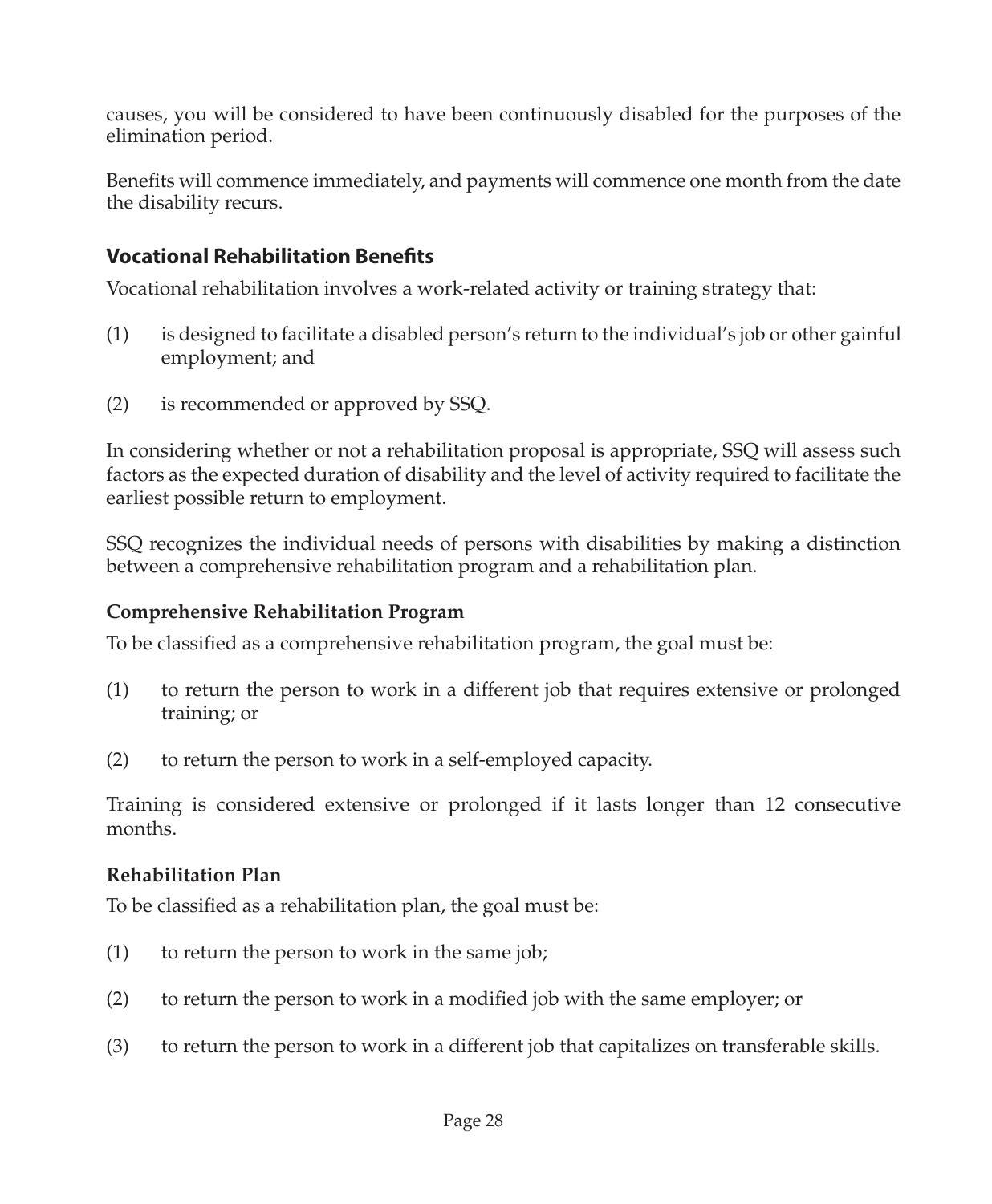causes, you will be considered to have been continuously disabled for the purposes of the elimination period.

Benefits will commence immediately, and payments will commence one month from the date the disability recurs.

## Vocational Rehabilitation Benefits

Vocational rehabilitation involves a work-related activity or training strategy that:

(1) is designed to facilitate a disabled person's return to the individual's job or other gainful employment; and

(2) is recommended or approved by SSQ.

In considering whether or not a rehabilitation proposal is appropriate, SSQ will assess such factors as the expected duration of disability and the level of activity required to facilitate the earliest possible return to employment.

SSQ recognizes the individual needs of persons with disabilities by making a distinction between a comprehensive rehabilitation program and a rehabilitation plan.

### Comprehensive Rehabilitation Program

To be classified as a comprehensive rehabilitation program, the goal must be:

(1) to return the person to work in a different job that requires extensive or prolonged training; or

(2) to return the person to work in a self-employed capacity.

Training is considered extensive or prolonged if it lasts longer than 12 consecutive months.

### Rehabilitation Plan

To be classified as a rehabilitation plan, the goal must be:

(1) to return the person to work in the same job;

(2) to return the person to work in a modified job with the same employer; or

(3) to return the person to work in a different job that capitalizes on transferable skills.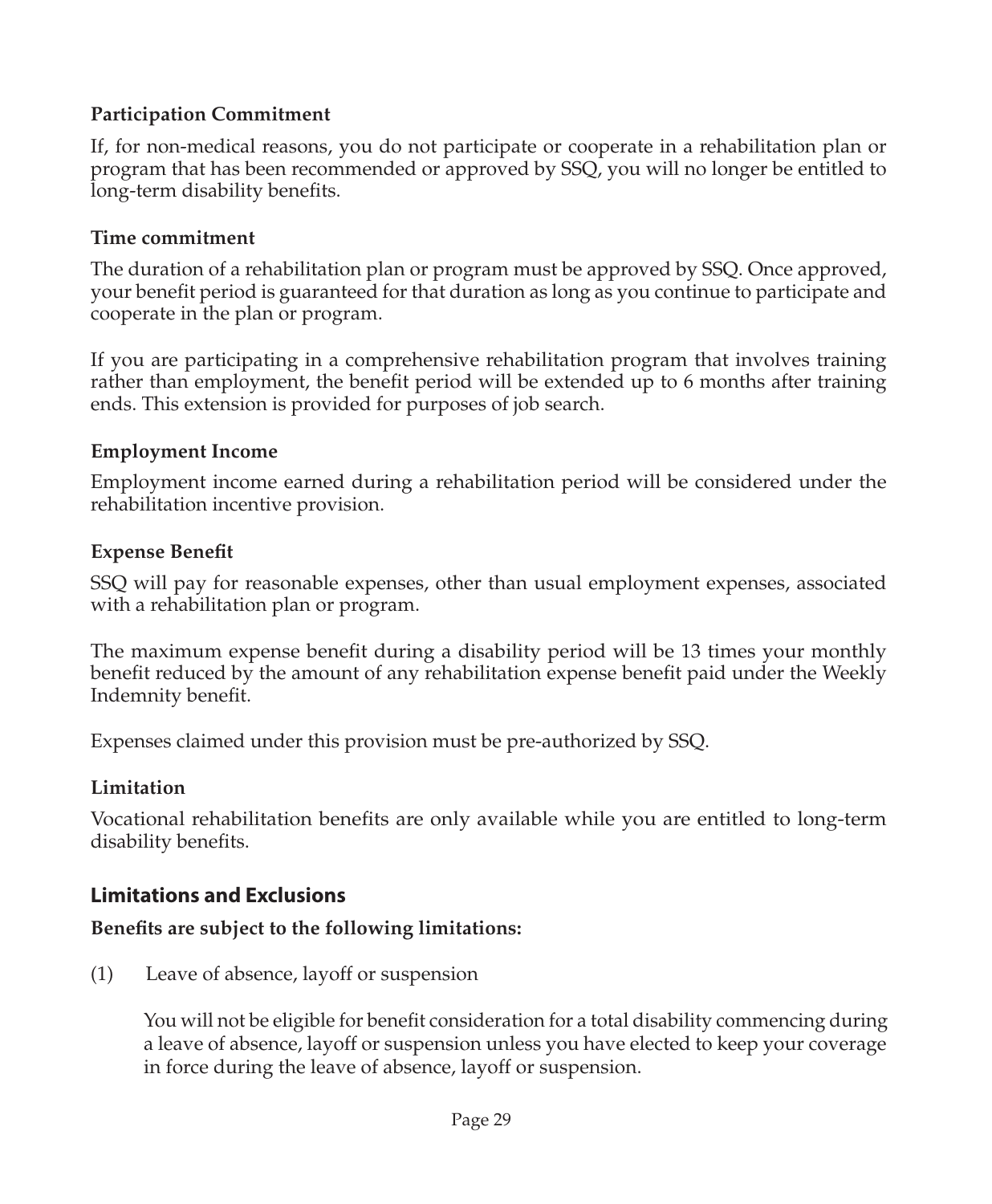**Participation Commitment**

If, for non-medical reasons, you do not participate or cooperate in a rehabilitation plan or program that has been recommended or approved by SSQ, you will no longer be entitled to long-term disability benefits.

**Time commitment**

The duration of a rehabilitation plan or program must be approved by SSQ. Once approved, your benefit period is guaranteed for that duration as long as you continue to participate and cooperate in the plan or program.

If you are participating in a comprehensive rehabilitation program that involves training rather than employment, the benefit period will be extended up to 6 months after training ends. This extension is provided for purposes of job search.

**Employment Income**

Employment income earned during a rehabilitation period will be considered under the rehabilitation incentive provision.

**Expense Benefit**

SSQ will pay for reasonable expenses, other than usual employment expenses, associated with a rehabilitation plan or program.

The maximum expense benefit during a disability period will be 13 times your monthly benefit reduced by the amount of any rehabilitation expense benefit paid under the Weekly Indemnity benefit.

Expenses claimed under this provision must be pre-authorized by SSQ.

**Limitation**

Vocational rehabilitation benefits are only available while you are entitled to long-term disability benefits.

## Limitations and Exclusions

**Benefits are subject to the following limitations:**

(1) Leave of absence, layoff or suspension

You will not be eligible for benefit consideration for a total disability commencing during a leave of absence, layoff or suspension unless you have elected to keep your coverage in force during the leave of absence, layoff or suspension.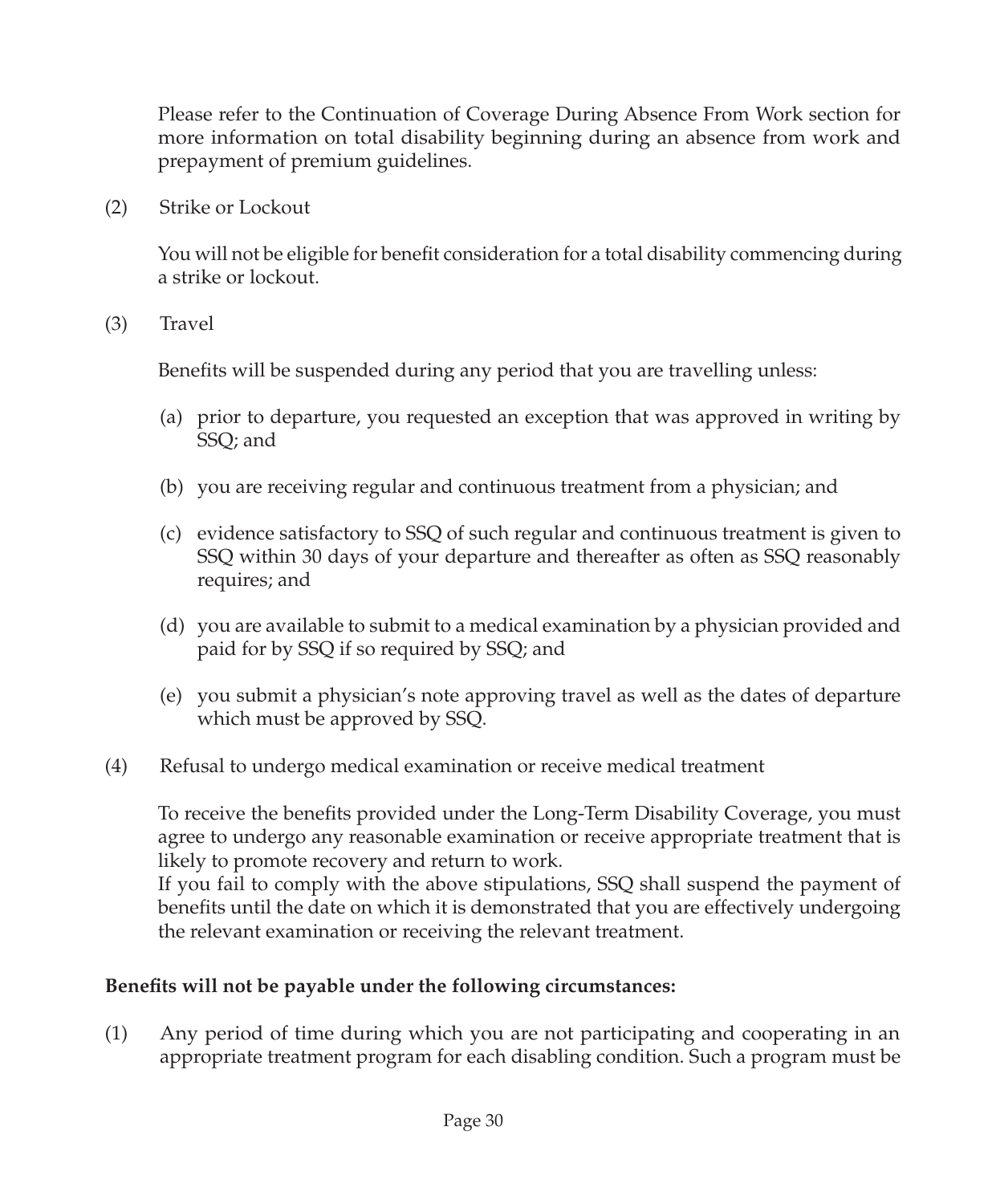Please refer to the Continuation of Coverage During Absence From Work section for more information on total disability beginning during an absence from work and prepayment of premium guidelines.

(2) Strike or Lockout

You will not be eligible for benefit consideration for a total disability commencing during a strike or lockout.

(3) Travel

Benefits will be suspended during any period that you are travelling unless:

(a) prior to departure, you requested an exception that was approved in writing by SSQ; and

(b) you are receiving regular and continuous treatment from a physician; and

(c) evidence satisfactory to SSQ of such regular and continuous treatment is given to SSQ within 30 days of your departure and thereafter as often as SSQ reasonably requires; and

(d) you are available to submit to a medical examination by a physician provided and paid for by SSQ if so required by SSQ; and

(e) you submit a physician's note approving travel as well as the dates of departure which must be approved by SSQ.

(4) Refusal to undergo medical examination or receive medical treatment

To receive the benefits provided under the Long-Term Disability Coverage, you must agree to undergo any reasonable examination or receive appropriate treatment that is likely to promote recovery and return to work.
If you fail to comply with the above stipulations, SSQ shall suspend the payment of benefits until the date on which it is demonstrated that you are effectively undergoing the relevant examination or receiving the relevant treatment.

**Benefits will not be payable under the following circumstances:**

(1) Any period of time during which you are not participating and cooperating in an appropriate treatment program for each disabling condition. Such a program must be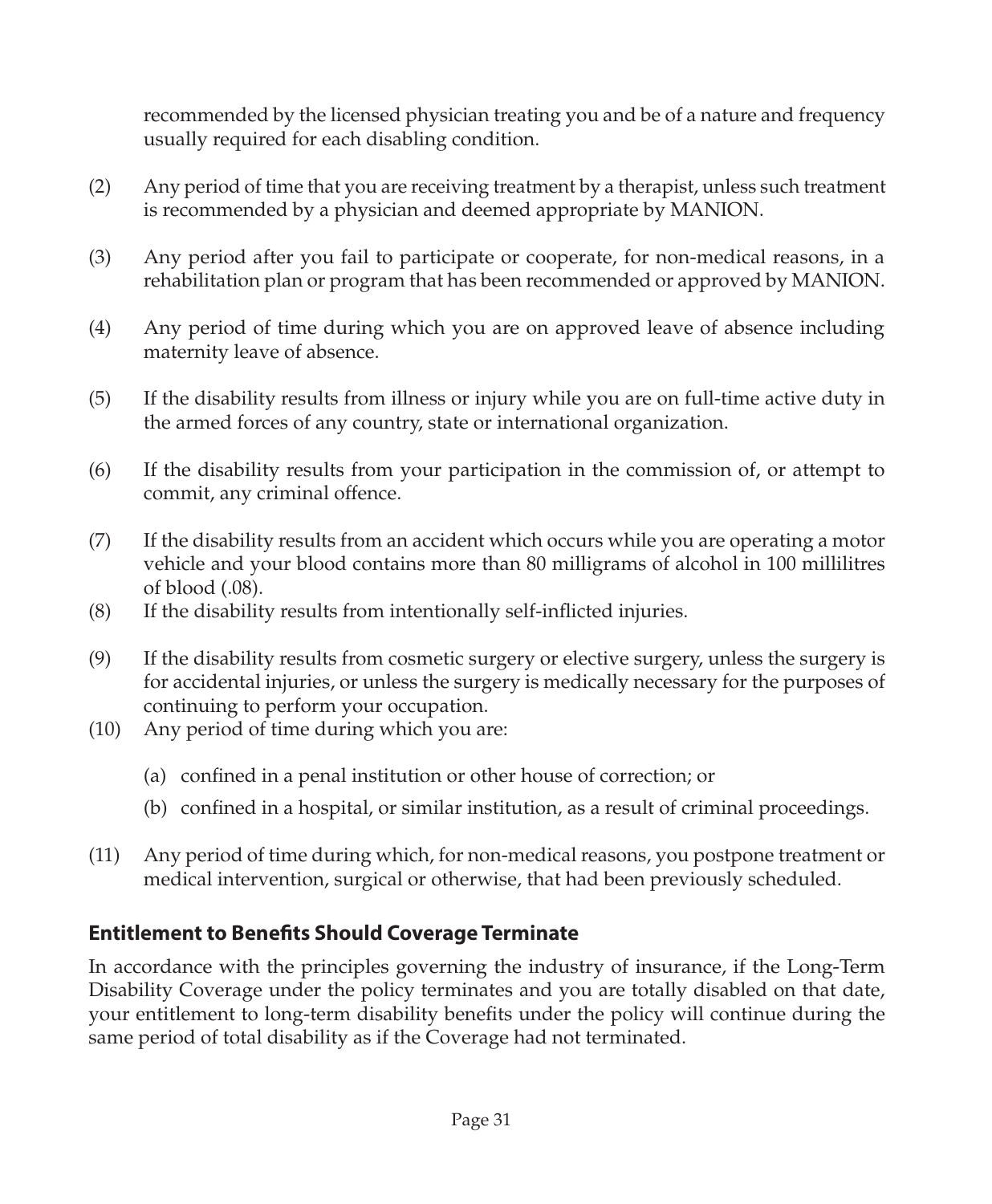recommended by the licensed physician treating you and be of a nature and frequency usually required for each disabling condition.

(2) Any period of time that you are receiving treatment by a therapist, unless such treatment is recommended by a physician and deemed appropriate by MANION.

(3) Any period after you fail to participate or cooperate, for non-medical reasons, in a rehabilitation plan or program that has been recommended or approved by MANION.

(4) Any period of time during which you are on approved leave of absence including maternity leave of absence.

(5) If the disability results from illness or injury while you are on full-time active duty in the armed forces of any country, state or international organization.

(6) If the disability results from your participation in the commission of, or attempt to commit, any criminal offence.

(7) If the disability results from an accident which occurs while you are operating a motor vehicle and your blood contains more than 80 milligrams of alcohol in 100 millilitres of blood (.08).

(8) If the disability results from intentionally self-inflicted injuries.

(9) If the disability results from cosmetic surgery or elective surgery, unless the surgery is for accidental injuries, or unless the surgery is medically necessary for the purposes of continuing to perform your occupation.

(10) Any period of time during which you are:

   (a) confined in a penal institution or other house of correction; or

   (b) confined in a hospital, or similar institution, as a result of criminal proceedings.

(11) Any period of time during which, for non-medical reasons, you postpone treatment or medical intervention, surgical or otherwise, that had been previously scheduled.

## Entitlement to Benefits Should Coverage Terminate

In accordance with the principles governing the industry of insurance, if the Long-Term Disability Coverage under the policy terminates and you are totally disabled on that date, your entitlement to long-term disability benefits under the policy will continue during the same period of total disability as if the Coverage had not terminated.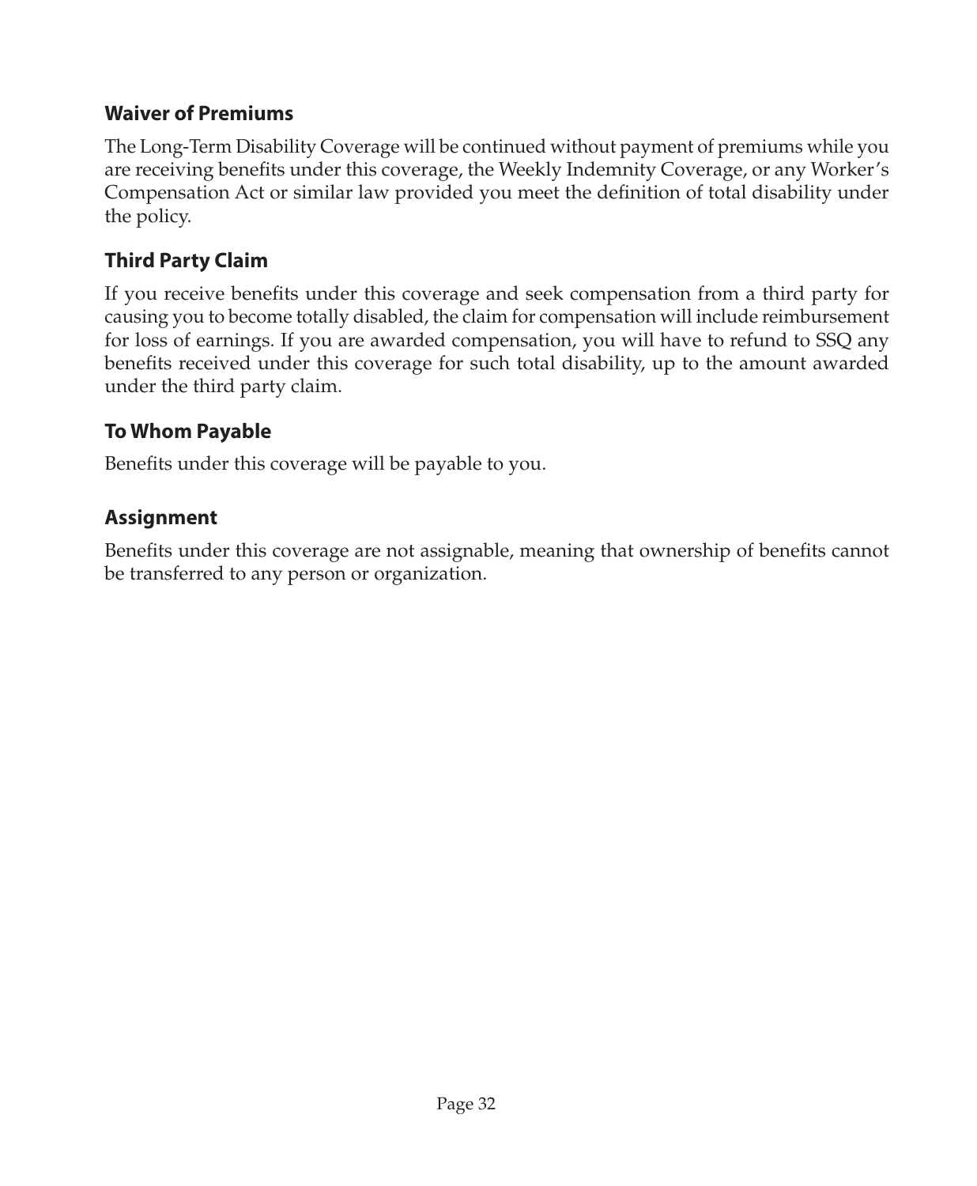## Waiver of Premiums

The Long-Term Disability Coverage will be continued without payment of premiums while you are receiving benefits under this coverage, the Weekly Indemnity Coverage, or any Worker's Compensation Act or similar law provided you meet the definition of total disability under the policy.

## Third Party Claim

If you receive benefits under this coverage and seek compensation from a third party for causing you to become totally disabled, the claim for compensation will include reimbursement for loss of earnings. If you are awarded compensation, you will have to refund to SSQ any benefits received under this coverage for such total disability, up to the amount awarded under the third party claim.

## To Whom Payable

Benefits under this coverage will be payable to you.

## Assignment

Benefits under this coverage are not assignable, meaning that ownership of benefits cannot be transferred to any person or organization.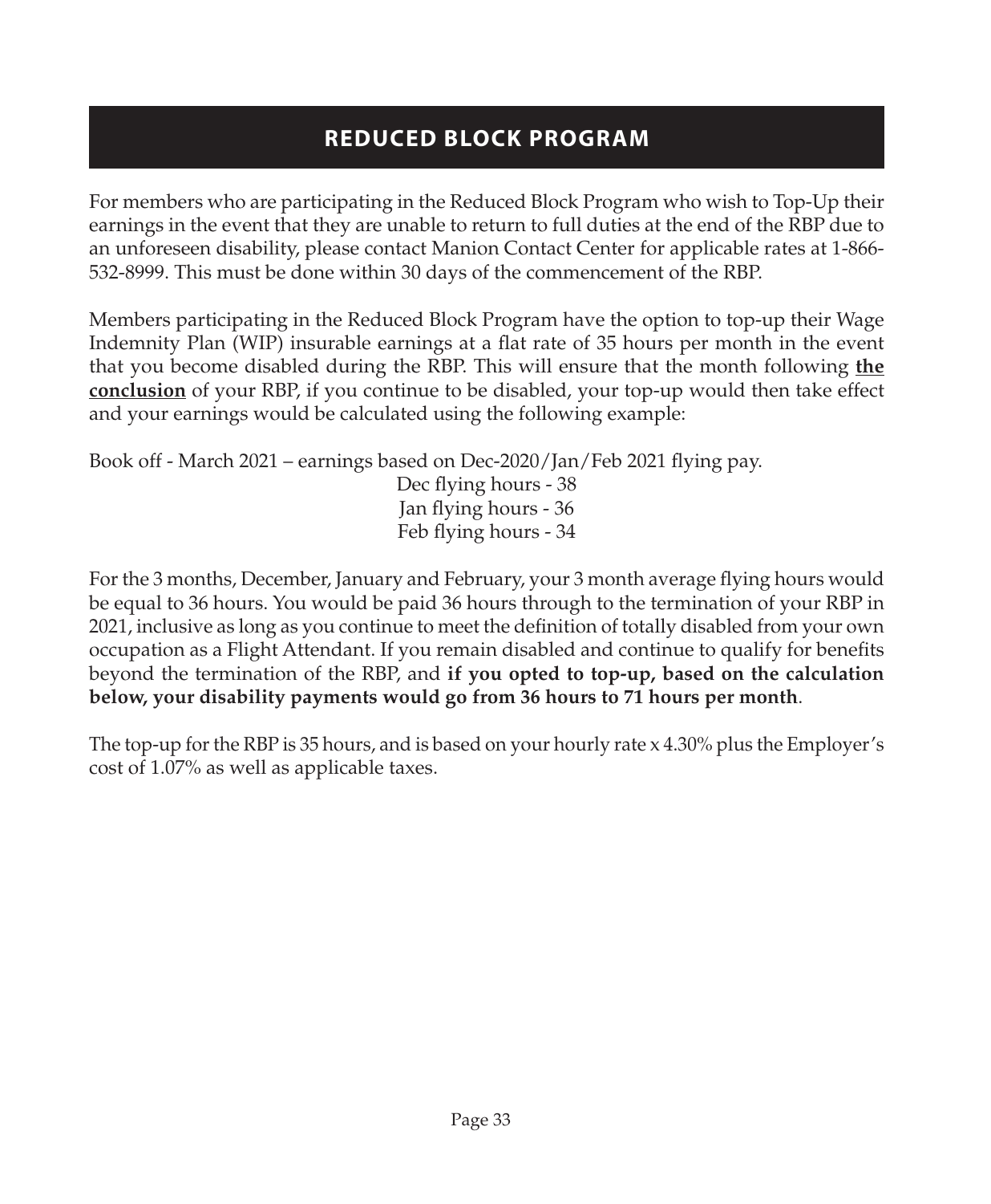# REDUCED BLOCK PROGRAM

For members who are participating in the Reduced Block Program who wish to Top-Up their earnings in the event that they are unable to return to full duties at the end of the RBP due to an unforeseen disability, please contact Manion Contact Center for applicable rates at 1-866-532-8999. This must be done within 30 days of the commencement of the RBP.

Members participating in the Reduced Block Program have the option to top-up their Wage Indemnity Plan (WIP) insurable earnings at a flat rate of 35 hours per month in the event that you become disabled during the RBP. This will ensure that the month following **the conclusion** of your RBP, if you continue to be disabled, your top-up would then take effect and your earnings would be calculated using the following example:

Book off - March 2021 – earnings based on Dec-2020/Jan/Feb 2021 flying pay.

Dec flying hours - 38
Jan flying hours - 36
Feb flying hours - 34

For the 3 months, December, January and February, your 3 month average flying hours would be equal to 36 hours. You would be paid 36 hours through to the termination of your RBP in 2021, inclusive as long as you continue to meet the definition of totally disabled from your own occupation as a Flight Attendant. If you remain disabled and continue to qualify for benefits beyond the termination of the RBP, and **if you opted to top-up, based on the calculation below, your disability payments would go from 36 hours to 71 hours per month**.

The top-up for the RBP is 35 hours, and is based on your hourly rate x 4.30% plus the Employer's cost of 1.07% as well as applicable taxes.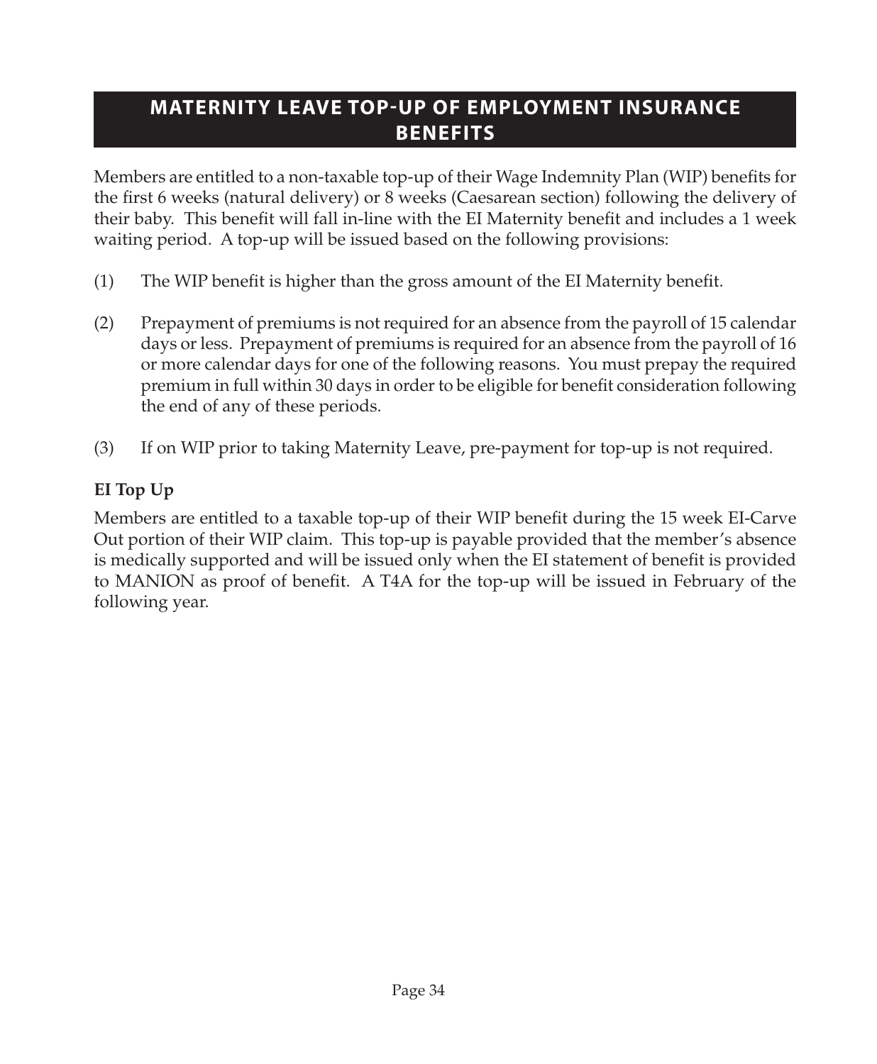## MATERNITY LEAVE TOP-UP OF EMPLOYMENT INSURANCE BENEFITS

Members are entitled to a non-taxable top-up of their Wage Indemnity Plan (WIP) benefits for the first 6 weeks (natural delivery) or 8 weeks (Caesarean section) following the delivery of their baby. This benefit will fall in-line with the EI Maternity benefit and includes a 1 week waiting period. A top-up will be issued based on the following provisions:

(1) The WIP benefit is higher than the gross amount of the EI Maternity benefit.

(2) Prepayment of premiums is not required for an absence from the payroll of 15 calendar days or less. Prepayment of premiums is required for an absence from the payroll of 16 or more calendar days for one of the following reasons. You must prepay the required premium in full within 30 days in order to be eligible for benefit consideration following the end of any of these periods.

(3) If on WIP prior to taking Maternity Leave, pre-payment for top-up is not required.

**EI Top Up**

Members are entitled to a taxable top-up of their WIP benefit during the 15 week EI-Carve Out portion of their WIP claim. This top-up is payable provided that the member's absence is medically supported and will be issued only when the EI statement of benefit is provided to MANION as proof of benefit. A T4A for the top-up will be issued in February of the following year.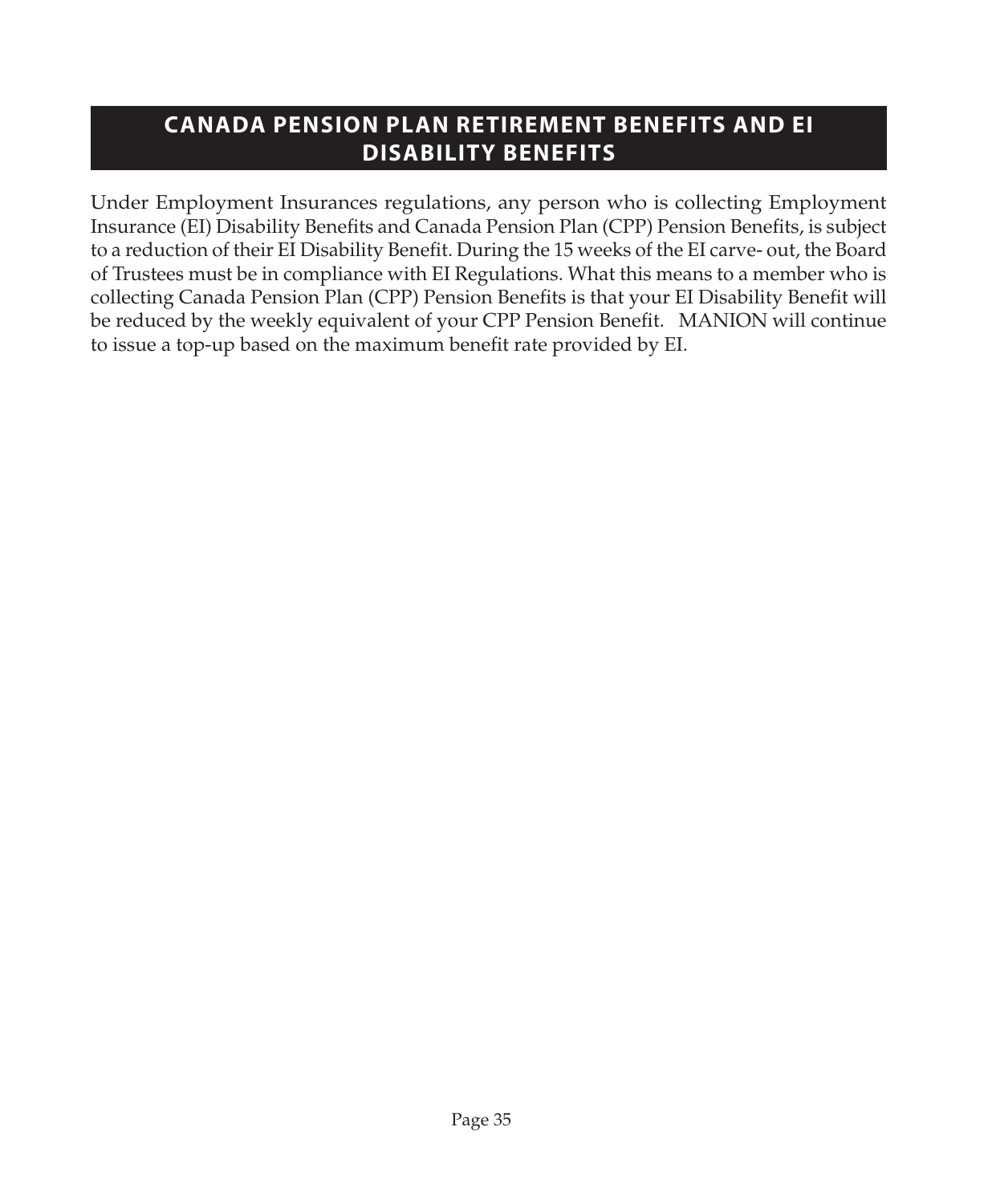# CANADA PENSION PLAN RETIREMENT BENEFITS AND EI DISABILITY BENEFITS

Under Employment Insurances regulations, any person who is collecting Employment Insurance (EI) Disability Benefits and Canada Pension Plan (CPP) Pension Benefits, is subject to a reduction of their EI Disability Benefit. During the 15 weeks of the EI carve- out, the Board of Trustees must be in compliance with EI Regulations. What this means to a member who is collecting Canada Pension Plan (CPP) Pension Benefits is that your EI Disability Benefit will be reduced by the weekly equivalent of your CPP Pension Benefit. MANION will continue to issue a top-up based on the maximum benefit rate provided by EI.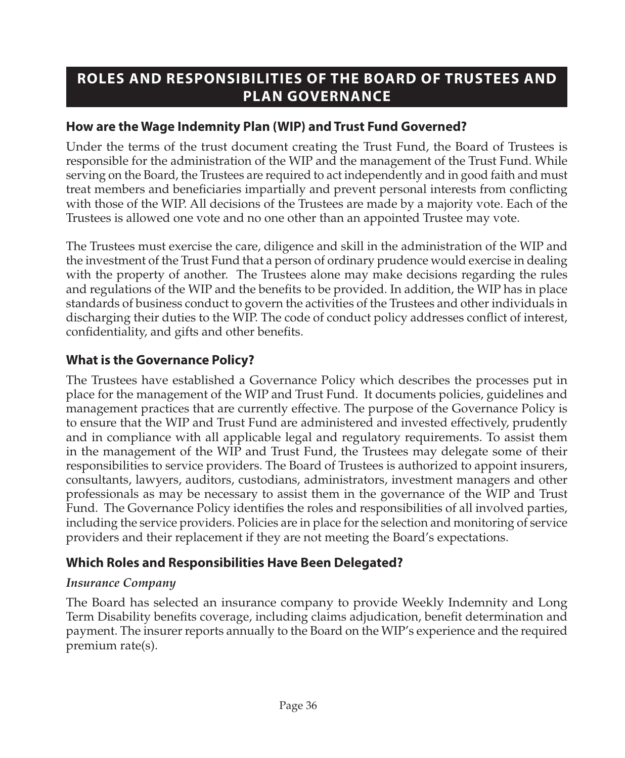# ROLES AND RESPONSIBILITIES OF THE BOARD OF TRUSTEES AND PLAN GOVERNANCE

## How are the Wage Indemnity Plan (WIP) and Trust Fund Governed?

Under the terms of the trust document creating the Trust Fund, the Board of Trustees is responsible for the administration of the WIP and the management of the Trust Fund. While serving on the Board, the Trustees are required to act independently and in good faith and must treat members and beneficiaries impartially and prevent personal interests from conflicting with those of the WIP. All decisions of the Trustees are made by a majority vote. Each of the Trustees is allowed one vote and no one other than an appointed Trustee may vote.

The Trustees must exercise the care, diligence and skill in the administration of the WIP and the investment of the Trust Fund that a person of ordinary prudence would exercise in dealing with the property of another. The Trustees alone may make decisions regarding the rules and regulations of the WIP and the benefits to be provided. In addition, the WIP has in place standards of business conduct to govern the activities of the Trustees and other individuals in discharging their duties to the WIP. The code of conduct policy addresses conflict of interest, confidentiality, and gifts and other benefits.

## What is the Governance Policy?

The Trustees have established a Governance Policy which describes the processes put in place for the management of the WIP and Trust Fund. It documents policies, guidelines and management practices that are currently effective. The purpose of the Governance Policy is to ensure that the WIP and Trust Fund are administered and invested effectively, prudently and in compliance with all applicable legal and regulatory requirements. To assist them in the management of the WIP and Trust Fund, the Trustees may delegate some of their responsibilities to service providers. The Board of Trustees is authorized to appoint insurers, consultants, lawyers, auditors, custodians, administrators, investment managers and other professionals as may be necessary to assist them in the governance of the WIP and Trust Fund. The Governance Policy identifies the roles and responsibilities of all involved parties, including the service providers. Policies are in place for the selection and monitoring of service providers and their replacement if they are not meeting the Board's expectations.

## Which Roles and Responsibilities Have Been Delegated?

*Insurance Company*

The Board has selected an insurance company to provide Weekly Indemnity and Long Term Disability benefits coverage, including claims adjudication, benefit determination and payment. The insurer reports annually to the Board on the WIP's experience and the required premium rate(s).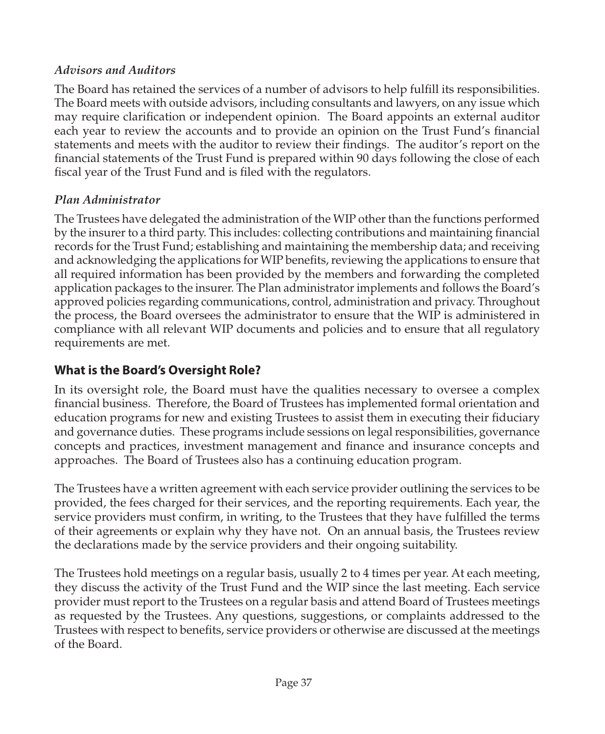*Advisors and Auditors*

The Board has retained the services of a number of advisors to help fulfill its responsibilities. The Board meets with outside advisors, including consultants and lawyers, on any issue which may require clarification or independent opinion. The Board appoints an external auditor each year to review the accounts and to provide an opinion on the Trust Fund's financial statements and meets with the auditor to review their findings. The auditor's report on the financial statements of the Trust Fund is prepared within 90 days following the close of each fiscal year of the Trust Fund and is filed with the regulators.

*Plan Administrator*

The Trustees have delegated the administration of the WIP other than the functions performed by the insurer to a third party. This includes: collecting contributions and maintaining financial records for the Trust Fund; establishing and maintaining the membership data; and receiving and acknowledging the applications for WIP benefits, reviewing the applications to ensure that all required information has been provided by the members and forwarding the completed application packages to the insurer. The Plan administrator implements and follows the Board's approved policies regarding communications, control, administration and privacy. Throughout the process, the Board oversees the administrator to ensure that the WIP is administered in compliance with all relevant WIP documents and policies and to ensure that all regulatory requirements are met.

## What is the Board's Oversight Role?

In its oversight role, the Board must have the qualities necessary to oversee a complex financial business. Therefore, the Board of Trustees has implemented formal orientation and education programs for new and existing Trustees to assist them in executing their fiduciary and governance duties. These programs include sessions on legal responsibilities, governance concepts and practices, investment management and finance and insurance concepts and approaches. The Board of Trustees also has a continuing education program.

The Trustees have a written agreement with each service provider outlining the services to be provided, the fees charged for their services, and the reporting requirements. Each year, the service providers must confirm, in writing, to the Trustees that they have fulfilled the terms of their agreements or explain why they have not. On an annual basis, the Trustees review the declarations made by the service providers and their ongoing suitability.

The Trustees hold meetings on a regular basis, usually 2 to 4 times per year. At each meeting, they discuss the activity of the Trust Fund and the WIP since the last meeting. Each service provider must report to the Trustees on a regular basis and attend Board of Trustees meetings as requested by the Trustees. Any questions, suggestions, or complaints addressed to the Trustees with respect to benefits, service providers or otherwise are discussed at the meetings of the Board.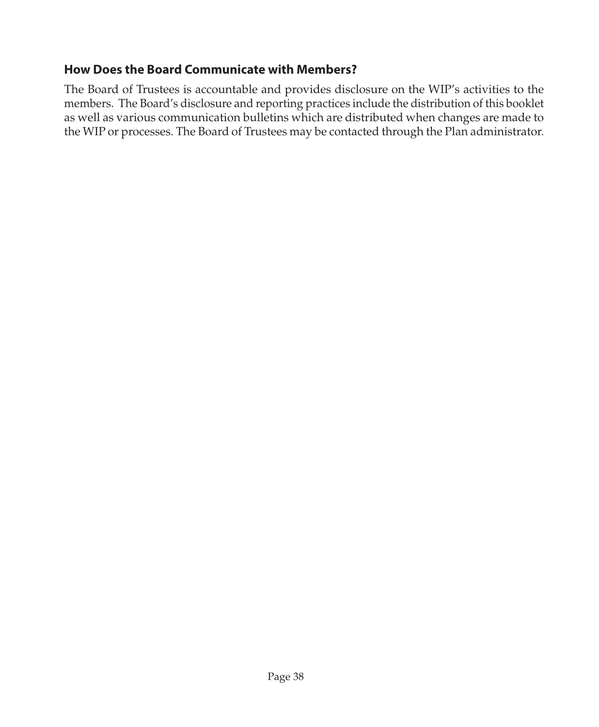### How Does the Board Communicate with Members?

The Board of Trustees is accountable and provides disclosure on the WIP's activities to the members. The Board's disclosure and reporting practices include the distribution of this booklet as well as various communication bulletins which are distributed when changes are made to the WIP or processes. The Board of Trustees may be contacted through the Plan administrator.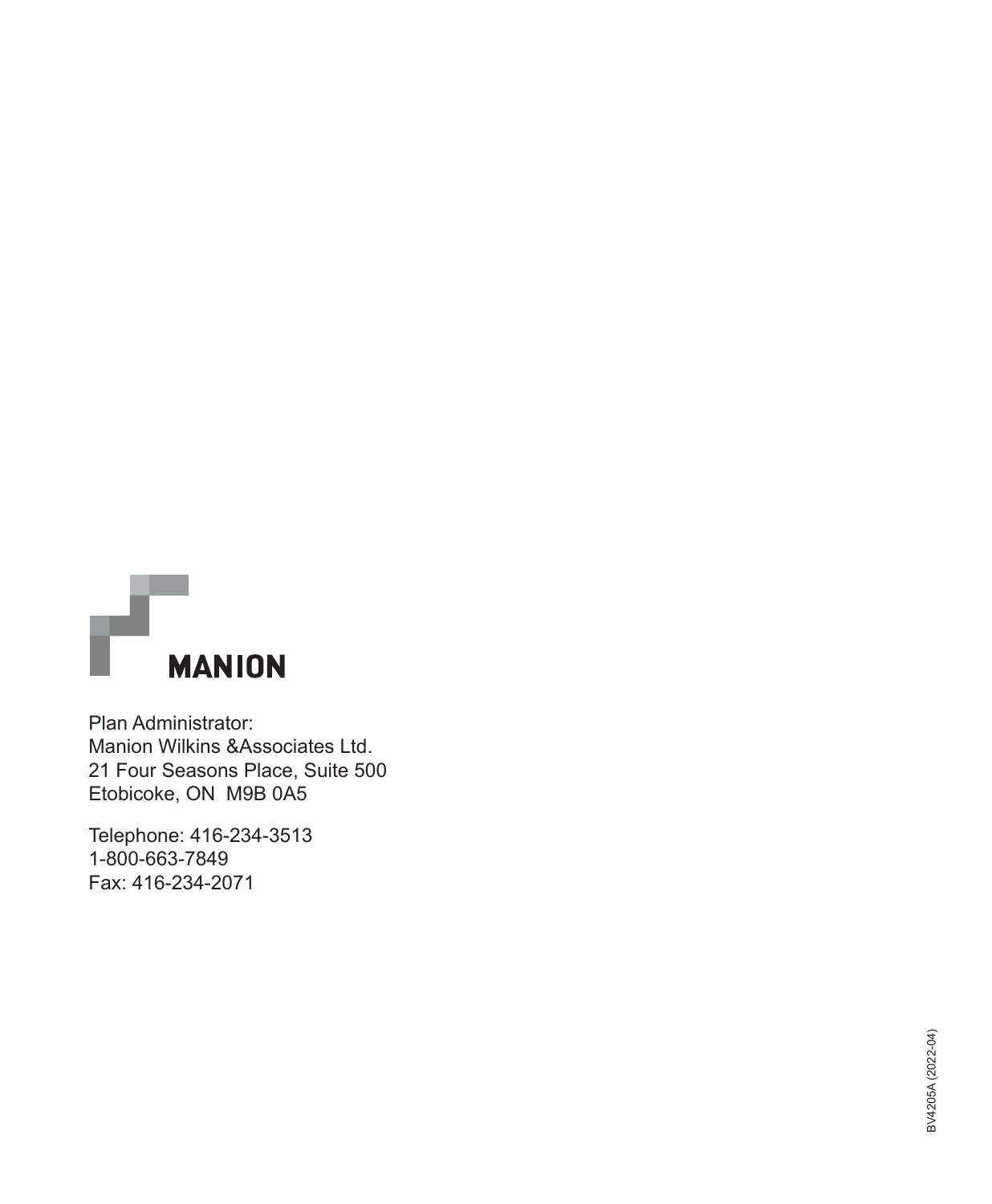MANION

Plan Administrator:
Manion Wilkins &Associates Ltd.
21 Four Seasons Place, Suite 500
Etobicoke, ON  M9B 0A5

Telephone: 416-234-3513
1-800-663-7849
Fax: 416-234-2071

BV4205A (2022-04)